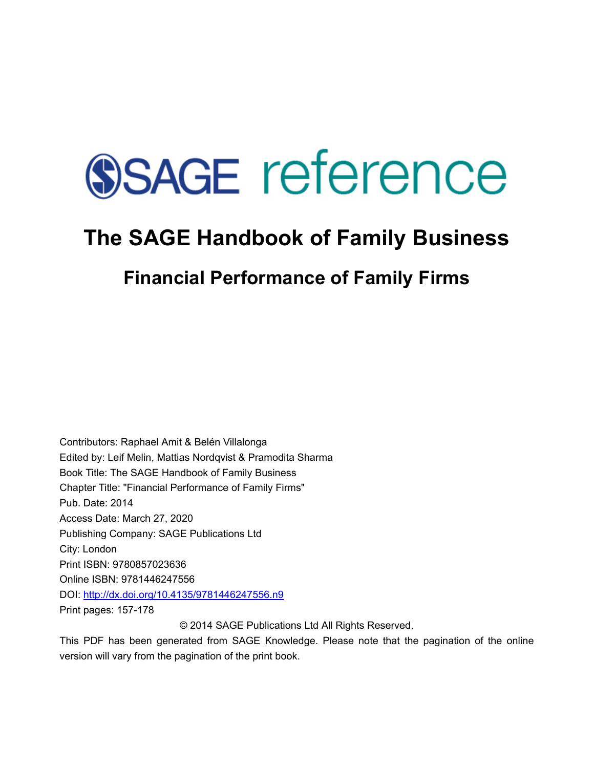SAGE reference

# The SAGE Handbook of Family Business

## Financial Performance of Family Firms

Contributors: Raphael Amit & Belén Villalonga
Edited by: Leif Melin, Mattias Nordqvist & Pramodita Sharma
Book Title: The SAGE Handbook of Family Business
Chapter Title: "Financial Performance of Family Firms"
Pub. Date: 2014
Access Date: March 27, 2020
Publishing Company: SAGE Publications Ltd
City: London
Print ISBN: 9780857023636
Online ISBN: 9781446247556
DOI: http://dx.doi.org/10.4135/9781446247556.n9
Print pages: 157-178

© 2014 SAGE Publications Ltd All Rights Reserved.

This PDF has been generated from SAGE Knowledge. Please note that the pagination of the online version will vary from the pagination of the print book.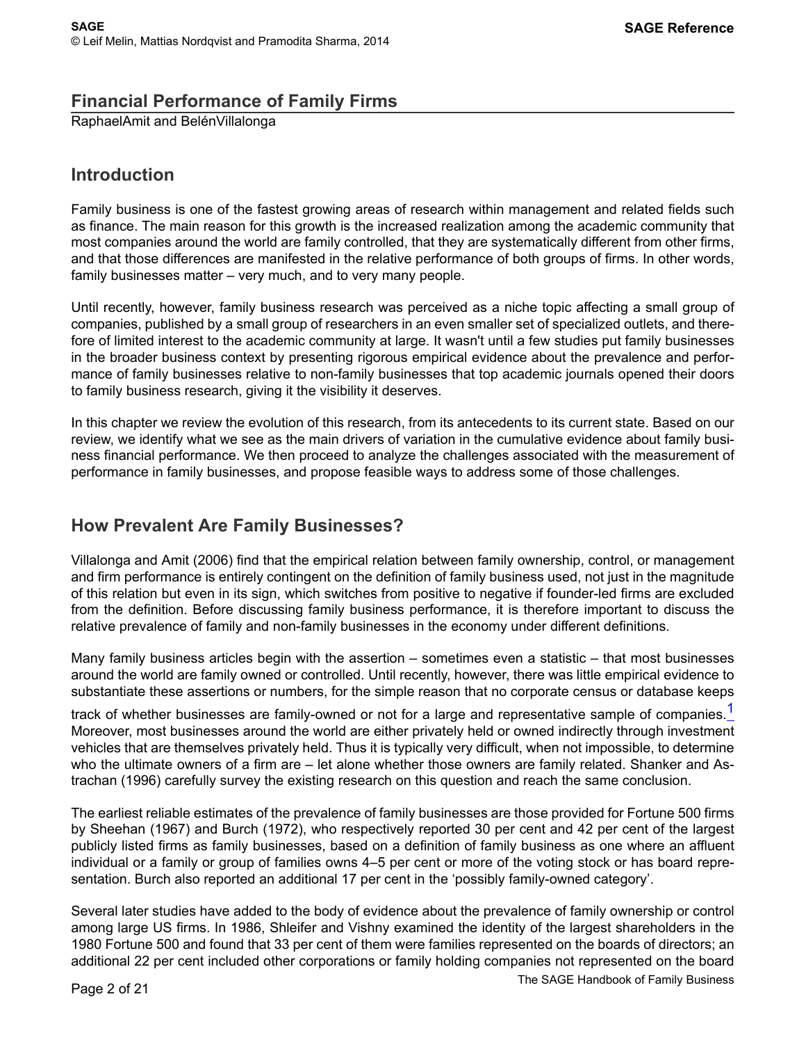## Financial Performance of Family Firms

RaphaelAmit and BelénVillalonga

## Introduction

Family business is one of the fastest growing areas of research within management and related fields such as finance. The main reason for this growth is the increased realization among the academic community that most companies around the world are family controlled, that they are systematically different from other firms, and that those differences are manifested in the relative performance of both groups of firms. In other words, family businesses matter – very much, and to very many people.

Until recently, however, family business research was perceived as a niche topic affecting a small group of companies, published by a small group of researchers in an even smaller set of specialized outlets, and therefore of limited interest to the academic community at large. It wasn't until a few studies put family businesses in the broader business context by presenting rigorous empirical evidence about the prevalence and performance of family businesses relative to non-family businesses that top academic journals opened their doors to family business research, giving it the visibility it deserves.

In this chapter we review the evolution of this research, from its antecedents to its current state. Based on our review, we identify what we see as the main drivers of variation in the cumulative evidence about family business financial performance. We then proceed to analyze the challenges associated with the measurement of performance in family businesses, and propose feasible ways to address some of those challenges.

## How Prevalent Are Family Businesses?

Villalonga and Amit (2006) find that the empirical relation between family ownership, control, or management and firm performance is entirely contingent on the definition of family business used, not just in the magnitude of this relation but even in its sign, which switches from positive to negative if founder-led firms are excluded from the definition. Before discussing family business performance, it is therefore important to discuss the relative prevalence of family and non-family businesses in the economy under different definitions.

Many family business articles begin with the assertion – sometimes even a statistic – that most businesses around the world are family owned or controlled. Until recently, however, there was little empirical evidence to substantiate these assertions or numbers, for the simple reason that no corporate census or database keeps track of whether businesses are family-owned or not for a large and representative sample of companies.[1] Moreover, most businesses around the world are either privately held or owned indirectly through investment vehicles that are themselves privately held. Thus it is typically very difficult, when not impossible, to determine who the ultimate owners of a firm are – let alone whether those owners are family related. Shanker and Astrachan (1996) carefully survey the existing research on this question and reach the same conclusion.

The earliest reliable estimates of the prevalence of family businesses are those provided for Fortune 500 firms by Sheehan (1967) and Burch (1972), who respectively reported 30 per cent and 42 per cent of the largest publicly listed firms as family businesses, based on a definition of family business as one where an affluent individual or a family or group of families owns 4–5 per cent or more of the voting stock or has board representation. Burch also reported an additional 17 per cent in the 'possibly family-owned category'.

Several later studies have added to the body of evidence about the prevalence of family ownership or control among large US firms. In 1986, Shleifer and Vishny examined the identity of the largest shareholders in the 1980 Fortune 500 and found that 33 per cent of them were families represented on the boards of directors; an additional 22 per cent included other corporations or family holding companies not represented on the board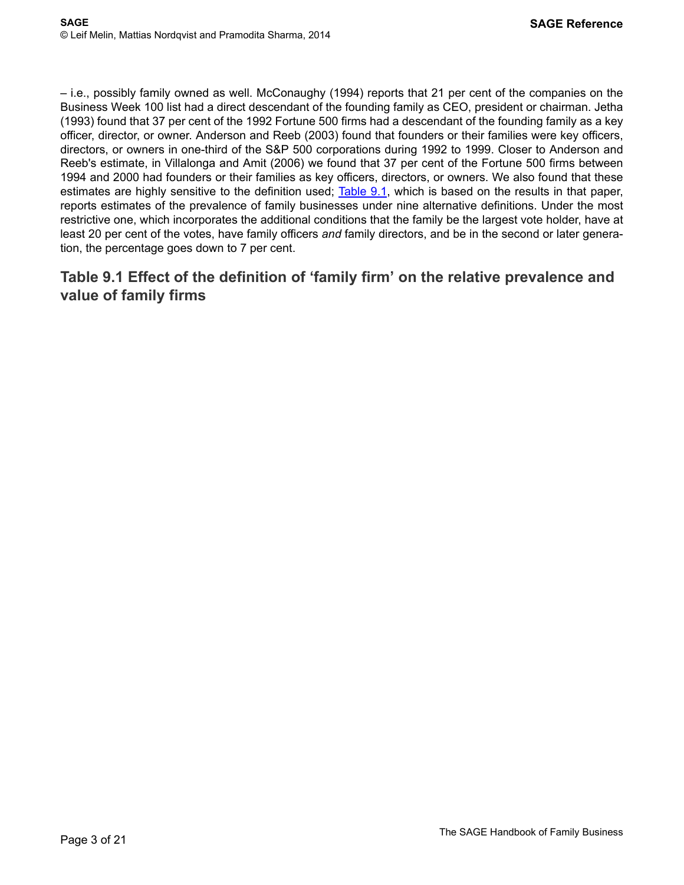– i.e., possibly family owned as well. McConaughy (1994) reports that 21 per cent of the companies on the Business Week 100 list had a direct descendant of the founding family as CEO, president or chairman. Jetha (1993) found that 37 per cent of the 1992 Fortune 500 firms had a descendant of the founding family as a key officer, director, or owner. Anderson and Reeb (2003) found that founders or their families were key officers, directors, or owners in one-third of the S&P 500 corporations during 1992 to 1999. Closer to Anderson and Reeb's estimate, in Villalonga and Amit (2006) we found that 37 per cent of the Fortune 500 firms between 1994 and 2000 had founders or their families as key officers, directors, or owners. We also found that these estimates are highly sensitive to the definition used; Table 9.1, which is based on the results in that paper, reports estimates of the prevalence of family businesses under nine alternative definitions. Under the most restrictive one, which incorporates the additional conditions that the family be the largest vote holder, have at least 20 per cent of the votes, have family officers *and* family directors, and be in the second or later generation, the percentage goes down to 7 per cent.

## Table 9.1 Effect of the definition of 'family firm' on the relative prevalence and value of family firms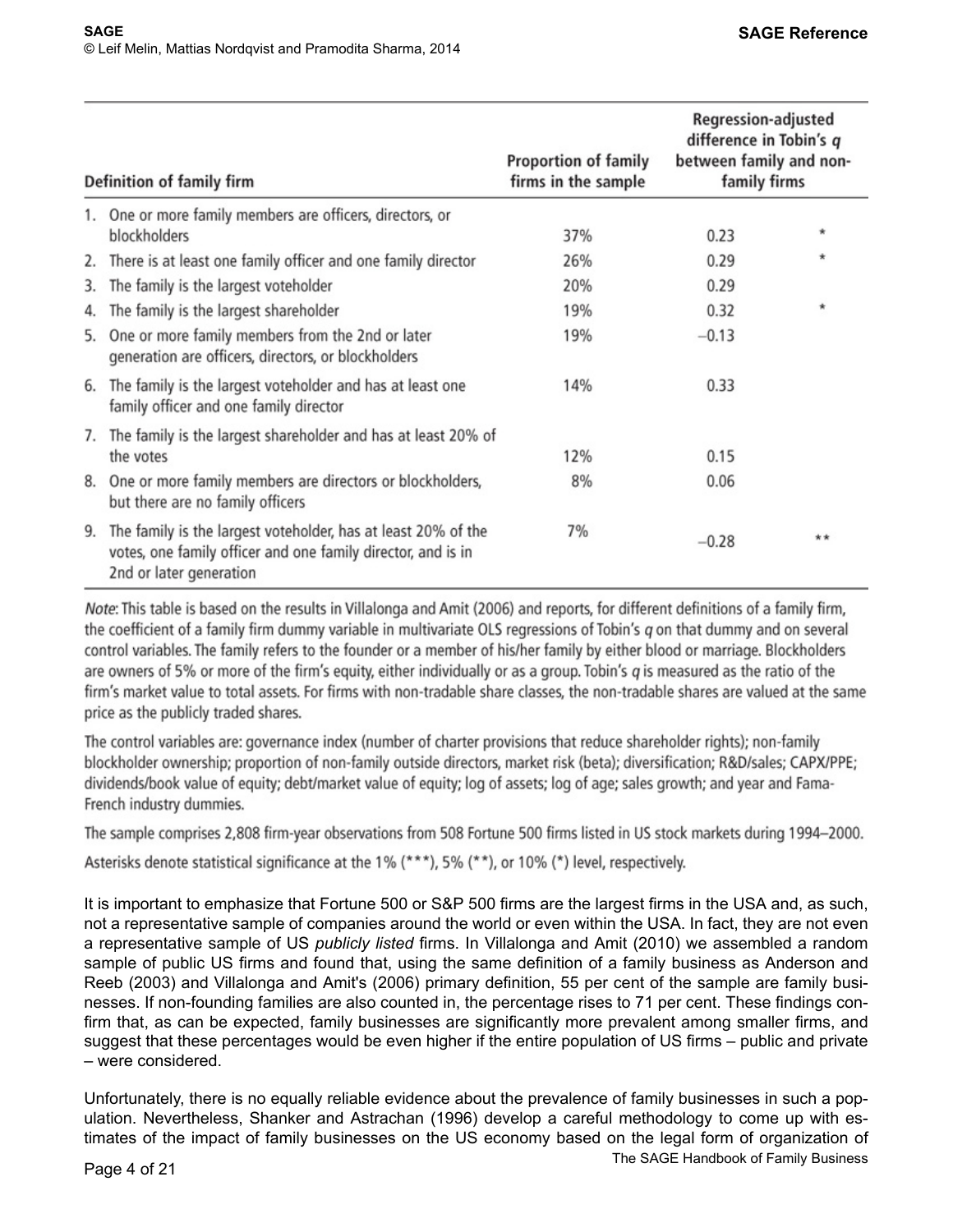| Definition of family firm | Proportion of family firms in the sample | Regression-adjusted difference in Tobin's $q$ between family and non-family firms | |
|---|---|---|---|
| 1. One or more family members are officers, directors, or blockholders | 37% | 0.23 | * |
| 2. There is at least one family officer and one family director | 26% | 0.29 | * |
| 3. The family is the largest voteholder | 20% | 0.29 | |
| 4. The family is the largest shareholder | 19% | 0.32 | * |
| 5. One or more family members from the 2nd or later generation are officers, directors, or blockholders | 19% | −0.13 | |
| 6. The family is the largest voteholder and has at least one family officer and one family director | 14% | 0.33 | |
| 7. The family is the largest shareholder and has at least 20% of the votes | 12% | 0.15 | |
| 8. One or more family members are directors or blockholders, but there are no family officers | 8% | 0.06 | |
| 9. The family is the largest voteholder, has at least 20% of the votes, one family officer and one family director, and is in 2nd or later generation | 7% | −0.28 | ** |

*Note*: This table is based on the results in Villalonga and Amit (2006) and reports, for different definitions of a family firm, the coefficient of a family firm dummy variable in multivariate OLS regressions of Tobin's $q$ on that dummy and on several control variables. The family refers to the founder or a member of his/her family by either blood or marriage. Blockholders are owners of 5% or more of the firm's equity, either individually or as a group. Tobin's $q$ is measured as the ratio of the firm's market value to total assets. For firms with non-tradable share classes, the non-tradable shares are valued at the same price as the publicly traded shares.

The control variables are: governance index (number of charter provisions that reduce shareholder rights); non-family blockholder ownership; proportion of non-family outside directors, market risk (beta); diversification; R&D/sales; CAPX/PPE; dividends/book value of equity; debt/market value of equity; log of assets; log of age; sales growth; and year and Fama-French industry dummies.

The sample comprises 2,808 firm-year observations from 508 Fortune 500 firms listed in US stock markets during 1994–2000.

Asterisks denote statistical significance at the 1% (***), 5% (**), or 10% (*) level, respectively.

It is important to emphasize that Fortune 500 or S&P 500 firms are the largest firms in the USA and, as such, not a representative sample of companies around the world or even within the USA. In fact, they are not even a representative sample of US *publicly listed* firms. In Villalonga and Amit (2010) we assembled a random sample of public US firms and found that, using the same definition of a family business as Anderson and Reeb (2003) and Villalonga and Amit's (2006) primary definition, 55 per cent of the sample are family businesses. If non-founding families are also counted in, the percentage rises to 71 per cent. These findings confirm that, as can be expected, family businesses are significantly more prevalent among smaller firms, and suggest that these percentages would be even higher if the entire population of US firms – public and private – were considered.

Unfortunately, there is no equally reliable evidence about the prevalence of family businesses in such a population. Nevertheless, Shanker and Astrachan (1996) develop a careful methodology to come up with estimates of the impact of family businesses on the US economy based on the legal form of organization of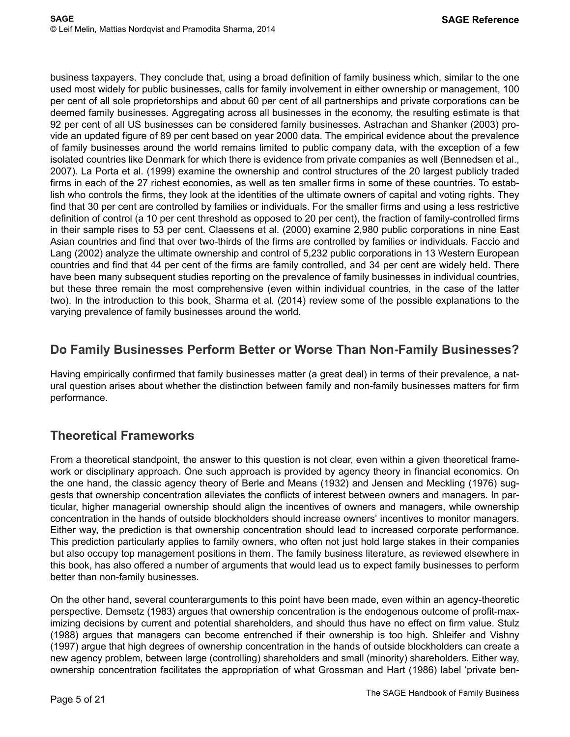business taxpayers. They conclude that, using a broad definition of family business which, similar to the one used most widely for public businesses, calls for family involvement in either ownership or management, 100 per cent of all sole proprietorships and about 60 per cent of all partnerships and private corporations can be deemed family businesses. Aggregating across all businesses in the economy, the resulting estimate is that 92 per cent of all US businesses can be considered family businesses. Astrachan and Shanker (2003) provide an updated figure of 89 per cent based on year 2000 data. The empirical evidence about the prevalence of family businesses around the world remains limited to public company data, with the exception of a few isolated countries like Denmark for which there is evidence from private companies as well (Bennedsen et al., 2007). La Porta et al. (1999) examine the ownership and control structures of the 20 largest publicly traded firms in each of the 27 richest economies, as well as ten smaller firms in some of these countries. To establish who controls the firms, they look at the identities of the ultimate owners of capital and voting rights. They find that 30 per cent are controlled by families or individuals. For the smaller firms and using a less restrictive definition of control (a 10 per cent threshold as opposed to 20 per cent), the fraction of family-controlled firms in their sample rises to 53 per cent. Claessens et al. (2000) examine 2,980 public corporations in nine East Asian countries and find that over two-thirds of the firms are controlled by families or individuals. Faccio and Lang (2002) analyze the ultimate ownership and control of 5,232 public corporations in 13 Western European countries and find that 44 per cent of the firms are family controlled, and 34 per cent are widely held. There have been many subsequent studies reporting on the prevalence of family businesses in individual countries, but these three remain the most comprehensive (even within individual countries, in the case of the latter two). In the introduction to this book, Sharma et al. (2014) review some of the possible explanations to the varying prevalence of family businesses around the world.

## Do Family Businesses Perform Better or Worse Than Non-Family Businesses?

Having empirically confirmed that family businesses matter (a great deal) in terms of their prevalence, a natural question arises about whether the distinction between family and non-family businesses matters for firm performance.

## Theoretical Frameworks

From a theoretical standpoint, the answer to this question is not clear, even within a given theoretical framework or disciplinary approach. One such approach is provided by agency theory in financial economics. On the one hand, the classic agency theory of Berle and Means (1932) and Jensen and Meckling (1976) suggests that ownership concentration alleviates the conflicts of interest between owners and managers. In particular, higher managerial ownership should align the incentives of owners and managers, while ownership concentration in the hands of outside blockholders should increase owners' incentives to monitor managers. Either way, the prediction is that ownership concentration should lead to increased corporate performance. This prediction particularly applies to family owners, who often not just hold large stakes in their companies but also occupy top management positions in them. The family business literature, as reviewed elsewhere in this book, has also offered a number of arguments that would lead us to expect family businesses to perform better than non-family businesses.

On the other hand, several counterarguments to this point have been made, even within an agency-theoretic perspective. Demsetz (1983) argues that ownership concentration is the endogenous outcome of profit-maximizing decisions by current and potential shareholders, and should thus have no effect on firm value. Stulz (1988) argues that managers can become entrenched if their ownership is too high. Shleifer and Vishny (1997) argue that high degrees of ownership concentration in the hands of outside blockholders can create a new agency problem, between large (controlling) shareholders and small (minority) shareholders. Either way, ownership concentration facilitates the appropriation of what Grossman and Hart (1986) label 'private ben-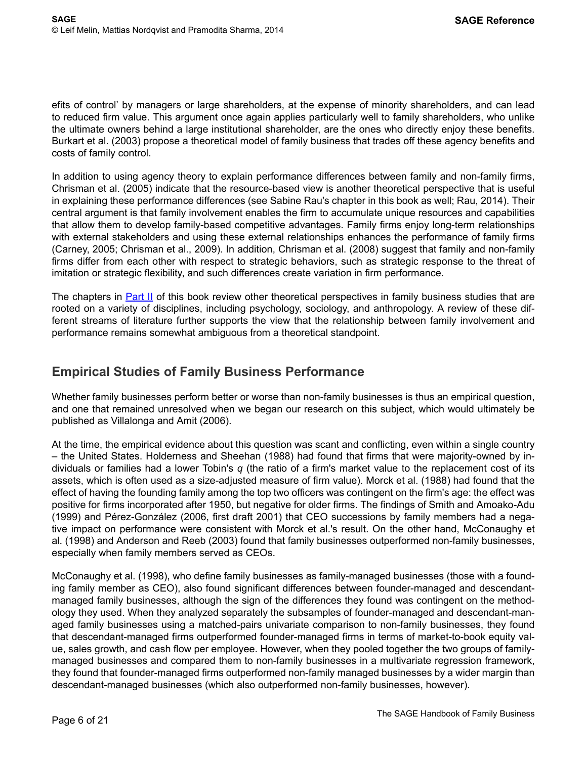efits of control' by managers or large shareholders, at the expense of minority shareholders, and can lead to reduced firm value. This argument once again applies particularly well to family shareholders, who unlike the ultimate owners behind a large institutional shareholder, are the ones who directly enjoy these benefits. Burkart et al. (2003) propose a theoretical model of family business that trades off these agency benefits and costs of family control.

In addition to using agency theory to explain performance differences between family and non-family firms, Chrisman et al. (2005) indicate that the resource-based view is another theoretical perspective that is useful in explaining these performance differences (see Sabine Rau's chapter in this book as well; Rau, 2014). Their central argument is that family involvement enables the firm to accumulate unique resources and capabilities that allow them to develop family-based competitive advantages. Family firms enjoy long-term relationships with external stakeholders and using these external relationships enhances the performance of family firms (Carney, 2005; Chrisman et al., 2009). In addition, Chrisman et al. (2008) suggest that family and non-family firms differ from each other with respect to strategic behaviors, such as strategic response to the threat of imitation or strategic flexibility, and such differences create variation in firm performance.

The chapters in Part II of this book review other theoretical perspectives in family business studies that are rooted on a variety of disciplines, including psychology, sociology, and anthropology. A review of these different streams of literature further supports the view that the relationship between family involvement and performance remains somewhat ambiguous from a theoretical standpoint.

## Empirical Studies of Family Business Performance

Whether family businesses perform better or worse than non-family businesses is thus an empirical question, and one that remained unresolved when we began our research on this subject, which would ultimately be published as Villalonga and Amit (2006).

At the time, the empirical evidence about this question was scant and conflicting, even within a single country – the United States. Holderness and Sheehan (1988) had found that firms that were majority-owned by individuals or families had a lower Tobin's *q* (the ratio of a firm's market value to the replacement cost of its assets, which is often used as a size-adjusted measure of firm value). Morck et al. (1988) had found that the effect of having the founding family among the top two officers was contingent on the firm's age: the effect was positive for firms incorporated after 1950, but negative for older firms. The findings of Smith and Amoako-Adu (1999) and Pérez-González (2006, first draft 2001) that CEO successions by family members had a negative impact on performance were consistent with Morck et al.'s result. On the other hand, McConaughy et al. (1998) and Anderson and Reeb (2003) found that family businesses outperformed non-family businesses, especially when family members served as CEOs.

McConaughy et al. (1998), who define family businesses as family-managed businesses (those with a founding family member as CEO), also found significant differences between founder-managed and descendant-managed family businesses, although the sign of the differences they found was contingent on the methodology they used. When they analyzed separately the subsamples of founder-managed and descendant-managed family businesses using a matched-pairs univariate comparison to non-family businesses, they found that descendant-managed firms outperformed founder-managed firms in terms of market-to-book equity value, sales growth, and cash flow per employee. However, when they pooled together the two groups of family-managed businesses and compared them to non-family businesses in a multivariate regression framework, they found that founder-managed firms outperformed non-family managed businesses by a wider margin than descendant-managed businesses (which also outperformed non-family businesses, however).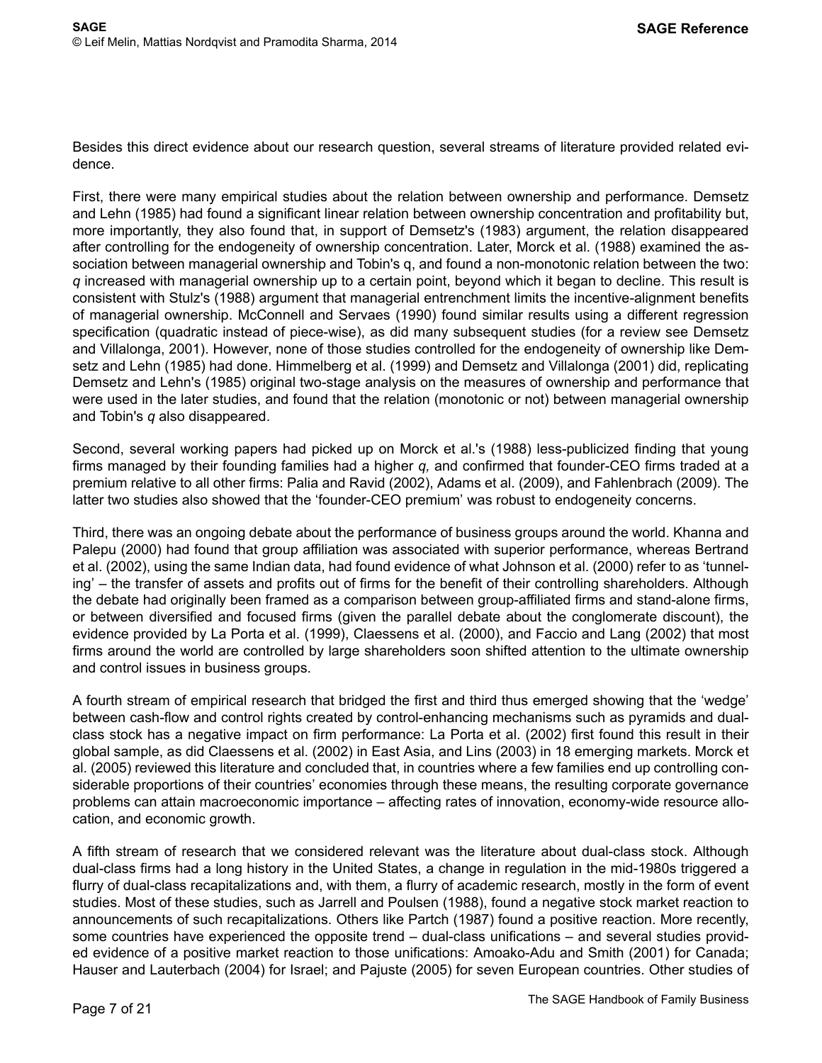Besides this direct evidence about our research question, several streams of literature provided related evidence.

First, there were many empirical studies about the relation between ownership and performance. Demsetz and Lehn (1985) had found a significant linear relation between ownership concentration and profitability but, more importantly, they also found that, in support of Demsetz's (1983) argument, the relation disappeared after controlling for the endogeneity of ownership concentration. Later, Morck et al. (1988) examined the association between managerial ownership and Tobin's q, and found a non-monotonic relation between the two: *q* increased with managerial ownership up to a certain point, beyond which it began to decline. This result is consistent with Stulz's (1988) argument that managerial entrenchment limits the incentive-alignment benefits of managerial ownership. McConnell and Servaes (1990) found similar results using a different regression specification (quadratic instead of piece-wise), as did many subsequent studies (for a review see Demsetz and Villalonga, 2001). However, none of those studies controlled for the endogeneity of ownership like Demsetz and Lehn (1985) had done. Himmelberg et al. (1999) and Demsetz and Villalonga (2001) did, replicating Demsetz and Lehn's (1985) original two-stage analysis on the measures of ownership and performance that were used in the later studies, and found that the relation (monotonic or not) between managerial ownership and Tobin's *q* also disappeared.

Second, several working papers had picked up on Morck et al.'s (1988) less-publicized finding that young firms managed by their founding families had a higher *q,* and confirmed that founder-CEO firms traded at a premium relative to all other firms: Palia and Ravid (2002), Adams et al. (2009), and Fahlenbrach (2009). The latter two studies also showed that the 'founder-CEO premium' was robust to endogeneity concerns.

Third, there was an ongoing debate about the performance of business groups around the world. Khanna and Palepu (2000) had found that group affiliation was associated with superior performance, whereas Bertrand et al. (2002), using the same Indian data, had found evidence of what Johnson et al. (2000) refer to as 'tunneling' – the transfer of assets and profits out of firms for the benefit of their controlling shareholders. Although the debate had originally been framed as a comparison between group-affiliated firms and stand-alone firms, or between diversified and focused firms (given the parallel debate about the conglomerate discount), the evidence provided by La Porta et al. (1999), Claessens et al. (2000), and Faccio and Lang (2002) that most firms around the world are controlled by large shareholders soon shifted attention to the ultimate ownership and control issues in business groups.

A fourth stream of empirical research that bridged the first and third thus emerged showing that the 'wedge' between cash-flow and control rights created by control-enhancing mechanisms such as pyramids and dual-class stock has a negative impact on firm performance: La Porta et al. (2002) first found this result in their global sample, as did Claessens et al. (2002) in East Asia, and Lins (2003) in 18 emerging markets. Morck et al. (2005) reviewed this literature and concluded that, in countries where a few families end up controlling considerable proportions of their countries' economies through these means, the resulting corporate governance problems can attain macroeconomic importance – affecting rates of innovation, economy-wide resource allocation, and economic growth.

A fifth stream of research that we considered relevant was the literature about dual-class stock. Although dual-class firms had a long history in the United States, a change in regulation in the mid-1980s triggered a flurry of dual-class recapitalizations and, with them, a flurry of academic research, mostly in the form of event studies. Most of these studies, such as Jarrell and Poulsen (1988), found a negative stock market reaction to announcements of such recapitalizations. Others like Partch (1987) found a positive reaction. More recently, some countries have experienced the opposite trend – dual-class unifications – and several studies provided evidence of a positive market reaction to those unifications: Amoako-Adu and Smith (2001) for Canada; Hauser and Lauterbach (2004) for Israel; and Pajuste (2005) for seven European countries. Other studies of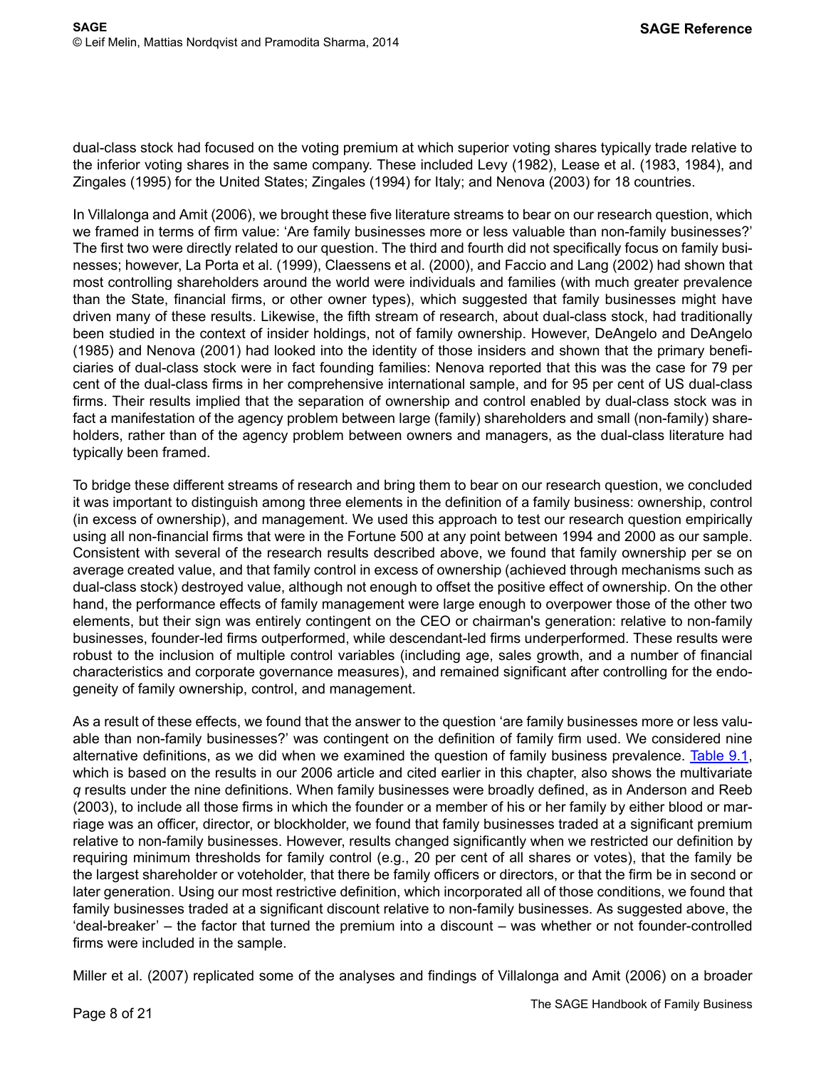dual-class stock had focused on the voting premium at which superior voting shares typically trade relative to the inferior voting shares in the same company. These included Levy (1982), Lease et al. (1983, 1984), and Zingales (1995) for the United States; Zingales (1994) for Italy; and Nenova (2003) for 18 countries.

In Villalonga and Amit (2006), we brought these five literature streams to bear on our research question, which we framed in terms of firm value: 'Are family businesses more or less valuable than non-family businesses?' The first two were directly related to our question. The third and fourth did not specifically focus on family businesses; however, La Porta et al. (1999), Claessens et al. (2000), and Faccio and Lang (2002) had shown that most controlling shareholders around the world were individuals and families (with much greater prevalence than the State, financial firms, or other owner types), which suggested that family businesses might have driven many of these results. Likewise, the fifth stream of research, about dual-class stock, had traditionally been studied in the context of insider holdings, not of family ownership. However, DeAngelo and DeAngelo (1985) and Nenova (2001) had looked into the identity of those insiders and shown that the primary beneficiaries of dual-class stock were in fact founding families: Nenova reported that this was the case for 79 per cent of the dual-class firms in her comprehensive international sample, and for 95 per cent of US dual-class firms. Their results implied that the separation of ownership and control enabled by dual-class stock was in fact a manifestation of the agency problem between large (family) shareholders and small (non-family) shareholders, rather than of the agency problem between owners and managers, as the dual-class literature had typically been framed.

To bridge these different streams of research and bring them to bear on our research question, we concluded it was important to distinguish among three elements in the definition of a family business: ownership, control (in excess of ownership), and management. We used this approach to test our research question empirically using all non-financial firms that were in the Fortune 500 at any point between 1994 and 2000 as our sample. Consistent with several of the research results described above, we found that family ownership per se on average created value, and that family control in excess of ownership (achieved through mechanisms such as dual-class stock) destroyed value, although not enough to offset the positive effect of ownership. On the other hand, the performance effects of family management were large enough to overpower those of the other two elements, but their sign was entirely contingent on the CEO or chairman's generation: relative to non-family businesses, founder-led firms outperformed, while descendant-led firms underperformed. These results were robust to the inclusion of multiple control variables (including age, sales growth, and a number of financial characteristics and corporate governance measures), and remained significant after controlling for the endogeneity of family ownership, control, and management.

As a result of these effects, we found that the answer to the question 'are family businesses more or less valuable than non-family businesses?' was contingent on the definition of family firm used. We considered nine alternative definitions, as we did when we examined the question of family business prevalence. Table 9.1, which is based on the results in our 2006 article and cited earlier in this chapter, also shows the multivariate *q* results under the nine definitions. When family businesses were broadly defined, as in Anderson and Reeb (2003), to include all those firms in which the founder or a member of his or her family by either blood or marriage was an officer, director, or blockholder, we found that family businesses traded at a significant premium relative to non-family businesses. However, results changed significantly when we restricted our definition by requiring minimum thresholds for family control (e.g., 20 per cent of all shares or votes), that the family be the largest shareholder or voteholder, that there be family officers or directors, or that the firm be in second or later generation. Using our most restrictive definition, which incorporated all of those conditions, we found that family businesses traded at a significant discount relative to non-family businesses. As suggested above, the 'deal-breaker' – the factor that turned the premium into a discount – was whether or not founder-controlled firms were included in the sample.

Miller et al. (2007) replicated some of the analyses and findings of Villalonga and Amit (2006) on a broader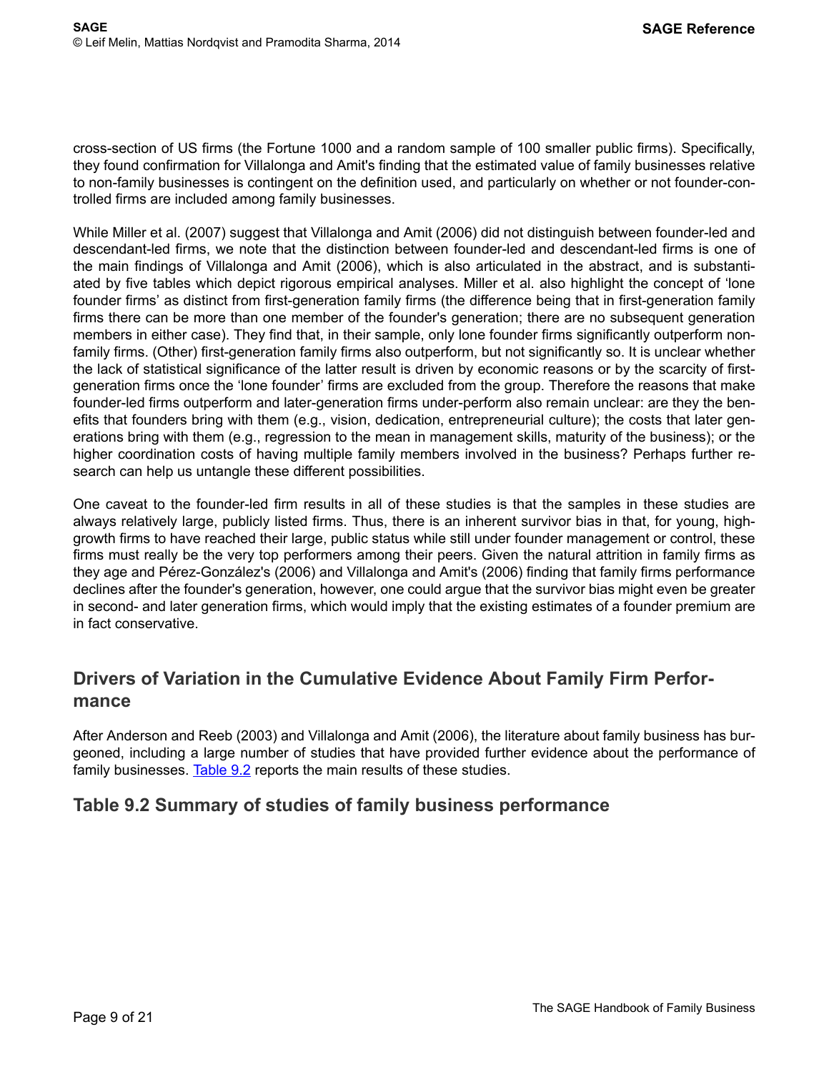cross-section of US firms (the Fortune 1000 and a random sample of 100 smaller public firms). Specifically, they found confirmation for Villalonga and Amit's finding that the estimated value of family businesses relative to non-family businesses is contingent on the definition used, and particularly on whether or not founder-controlled firms are included among family businesses.

While Miller et al. (2007) suggest that Villalonga and Amit (2006) did not distinguish between founder-led and descendant-led firms, we note that the distinction between founder-led and descendant-led firms is one of the main findings of Villalonga and Amit (2006), which is also articulated in the abstract, and is substantiated by five tables which depict rigorous empirical analyses. Miller et al. also highlight the concept of 'lone founder firms' as distinct from first-generation family firms (the difference being that in first-generation family firms there can be more than one member of the founder's generation; there are no subsequent generation members in either case). They find that, in their sample, only lone founder firms significantly outperform non-family firms. (Other) first-generation family firms also outperform, but not significantly so. It is unclear whether the lack of statistical significance of the latter result is driven by economic reasons or by the scarcity of first-generation firms once the 'lone founder' firms are excluded from the group. Therefore the reasons that make founder-led firms outperform and later-generation firms under-perform also remain unclear: are they the benefits that founders bring with them (e.g., vision, dedication, entrepreneurial culture); the costs that later generations bring with them (e.g., regression to the mean in management skills, maturity of the business); or the higher coordination costs of having multiple family members involved in the business? Perhaps further research can help us untangle these different possibilities.

One caveat to the founder-led firm results in all of these studies is that the samples in these studies are always relatively large, publicly listed firms. Thus, there is an inherent survivor bias in that, for young, high-growth firms to have reached their large, public status while still under founder management or control, these firms must really be the very top performers among their peers. Given the natural attrition in family firms as they age and Pérez-González's (2006) and Villalonga and Amit's (2006) finding that family firms performance declines after the founder's generation, however, one could argue that the survivor bias might even be greater in second- and later generation firms, which would imply that the existing estimates of a founder premium are in fact conservative.

## Drivers of Variation in the Cumulative Evidence About Family Firm Performance

After Anderson and Reeb (2003) and Villalonga and Amit (2006), the literature about family business has burgeoned, including a large number of studies that have provided further evidence about the performance of family businesses. Table 9.2 reports the main results of these studies.

## Table 9.2 Summary of studies of family business performance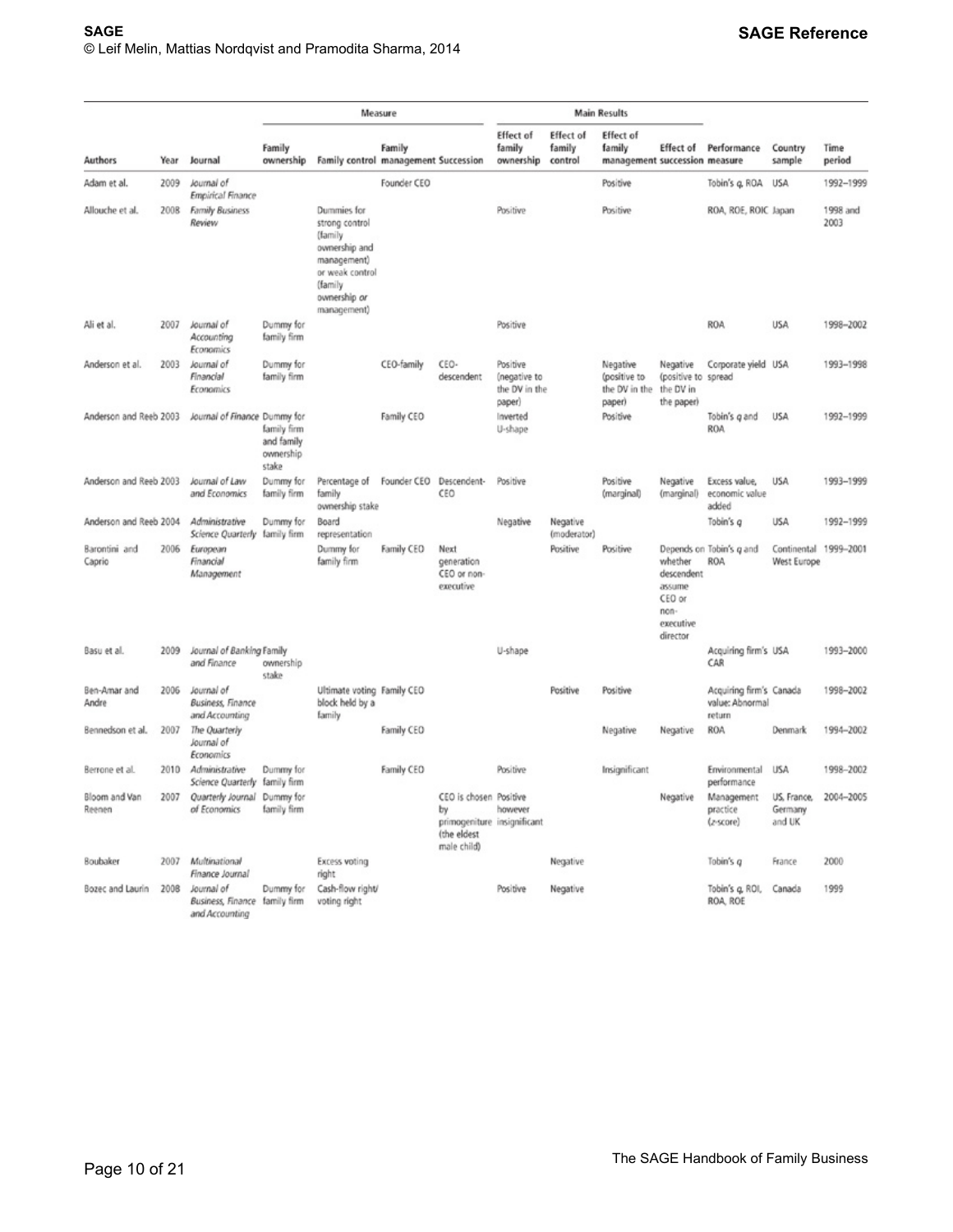| Authors | Year | Journal | Measure | | | | Main Results | | | | | | |
|---|---|---|---|---|---|---|---|---|---|---|---|---|---|
| | | | Family ownership | Family control | Family management | Succession | Effect of family ownership | Effect of family control | Effect of family management | Effect of succession | Performance measure | Country sample | Time period |
| Adam et al. | 2009 | *Journal of Empirical Finance* | | | Founder CEO | | | | Positive | | Tobin's q, ROA | USA | 1992–1999 |
| Allouche et al. | 2008 | *Family Business Review* | | Dummies for strong control (family ownership and management) or weak control (family ownership or management) | | | Positive | | Positive | | ROA, ROE, ROIC | Japan | 1998 and 2003 |
| Ali et al. | 2007 | *Journal of Accounting Economics* | Dummy for family firm | | | | Positive | | | | ROA | USA | 1998–2002 |
| Anderson et al. | 2003 | *Journal of Financial Economics* | Dummy for family firm | | CEO-family | CEO-descendent | Positive (negative to the DV in the paper) | | Negative (positive to the DV in the paper) | Negative (positive to the DV in the paper) | Corporate yield spread | USA | 1993–1998 |
| Anderson and Reeb | 2003 | *Journal of Finance* | Dummy for family firm and family ownership stake | | Family CEO | | Inverted U-shape | | Positive | | Tobin's q and ROA | USA | 1992–1999 |
| Anderson and Reeb | 2003 | *Journal of Law and Economics* | Dummy for family firm | Percentage of family ownership stake | Founder CEO | Descendent-CEO | Positive | | Positive (marginal) | Negative (marginal) | Excess value, economic value added | USA | 1993–1999 |
| Anderson and Reeb | 2004 | *Administrative Science Quarterly* | Dummy for family firm | Board representation | | | Negative | Negative (moderator) | | | Tobin's q | USA | 1992–1999 |
| Barontini and Caprio | 2006 | *European Financial Management* | | Dummy for family firm | Family CEO | Next generation CEO or non-executive | | Positive | Positive | Depends on whether descendent assume CEO or non-executive director | Tobin's q and ROA | Continental West Europe | 1999–2001 |
| Basu et al. | 2009 | *Journal of Banking and Finance* | Family ownership stake | | | | U-shape | | | | Acquiring firm's CAR | USA | 1993–2000 |
| Ben-Amar and Andre | 2006 | *Journal of Business, Finance and Accounting* | | Ultimate voting block held by a family | Family CEO | | | Positive | Positive | | Acquiring firm's value: Abnormal return | Canada | 1998–2002 |
| Bennedson et al. | 2007 | *The Quarterly Journal of Economics* | | | Family CEO | | | | Negative | Negative | ROA | Denmark | 1994–2002 |
| Berrone et al. | 2010 | *Administrative Science Quarterly* | Dummy for family firm | | Family CEO | | Positive | | Insignificant | | Environmental performance | USA | 1998–2002 |
| Bloom and Van Reenen | 2007 | *Quarterly Journal of Economics* | Dummy for family firm | | | CEO is chosen by primogeniture (the eldest male child) | Positive however insignificant | | | Negative | Management practice (z-score) | US, France, Germany and UK | 2004–2005 |
| Boubaker | 2007 | *Multinational Finance Journal* | | Excess voting right | | | | Negative | | | Tobin's q | France | 2000 |
| Bozec and Laurin | 2008 | *Journal of Business, Finance and Accounting* | Dummy for family firm | Cash-flow right/voting right | | | Positive | Negative | | | Tobin's q, ROI, ROA, ROE | Canada | 1999 |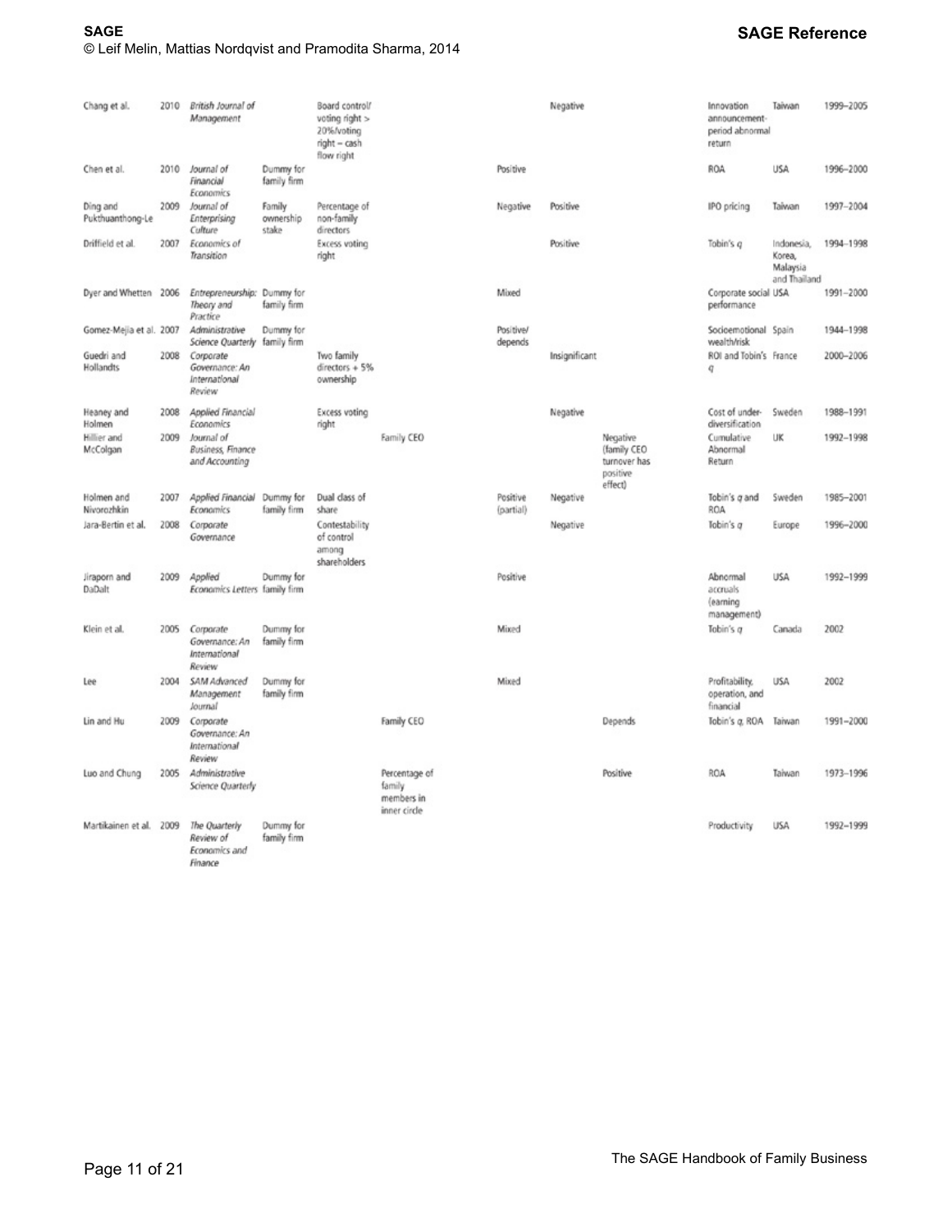| | | | | | | | | | | | |
|---|---|---|---|---|---|---|---|---|---|---|---|
| Chang et al. | 2010 | *British Journal of Management* | | Board control/voting right > 20%/voting right – cash flow right | | | Negative | | Innovation announcement-period abnormal return | Taiwan | 1999–2005 |
| Chen et al. | 2010 | *Journal of Financial Economics* | Dummy for family firm | | | Positive | | | ROA | USA | 1996–2000 |
| Ding and Pukthuanthong-Le | 2009 | *Journal of Enterprising Culture* | Family ownership stake | Percentage of non-family directors | | Negative | Positive | | IPO pricing | Taiwan | 1997–2004 |
| Driffield et al. | 2007 | *Economics of Transition* | | Excess voting right | | | Positive | | Tobin's $q$ | Indonesia, Korea, Malaysia and Thailand | 1994–1998 |
| Dyer and Whetten | 2006 | *Entrepreneurship: Theory and Practice* | Dummy for family firm | | | Mixed | | | Corporate social performance | USA | 1991–2000 |
| Gomez-Mejia et al. | 2007 | *Administrative Science Quarterly* | Dummy for family firm | | | Positive/depends | | | Socioemotional wealth/risk | Spain | 1944–1998 |
| Guedri and Hollandts | 2008 | *Corporate Governance: An International Review* | | Two family directors + 5% ownership | | | Insignificant | | ROI and Tobin's $q$ | France | 2000–2006 |
| Heaney and Holmen | 2008 | *Applied Financial Economics* | | Excess voting right | | | Negative | | Cost of under-diversification | Sweden | 1988–1991 |
| Hillier and McColgan | 2009 | *Journal of Business, Finance and Accounting* | | | Family CEO | | | Negative (family CEO turnover has positive effect) | Cumulative Abnormal Return | UK | 1992–1998 |
| Holmen and Nivorozhkin | 2007 | *Applied Financial Economics* | Dummy for family firm | Dual class of share | | Positive (partial) | Negative | | Tobin's $q$ and ROA | Sweden | 1985–2001 |
| Jara-Bertin et al. | 2008 | *Corporate Governance* | | Contestability of control among shareholders | | | Negative | | Tobin's $q$ | Europe | 1996–2000 |
| Jiraporn and DaDalt | 2009 | *Applied Economics Letters* | Dummy for family firm | | | Positive | | | Abnormal accruals (earning management) | USA | 1992–1999 |
| Klein et al. | 2005 | *Corporate Governance: An International Review* | Dummy for family firm | | | Mixed | | | Tobin's $q$ | Canada | 2002 |
| Lee | 2004 | *SAM Advanced Management Journal* | Dummy for family firm | | | Mixed | | | Profitability, operation, and financial | USA | 2002 |
| Lin and Hu | 2009 | *Corporate Governance: An International Review* | | | Family CEO | | | Depends | Tobin's $q$, ROA | Taiwan | 1991–2000 |
| Luo and Chung | 2005 | *Administrative Science Quarterly* | | | Percentage of family members in inner circle | | | Positive | ROA | Taiwan | 1973–1996 |
| Martikainen et al. | 2009 | *The Quarterly Review of Economics and Finance* | Dummy for family firm | | | | | | Productivity | USA | 1992–1999 |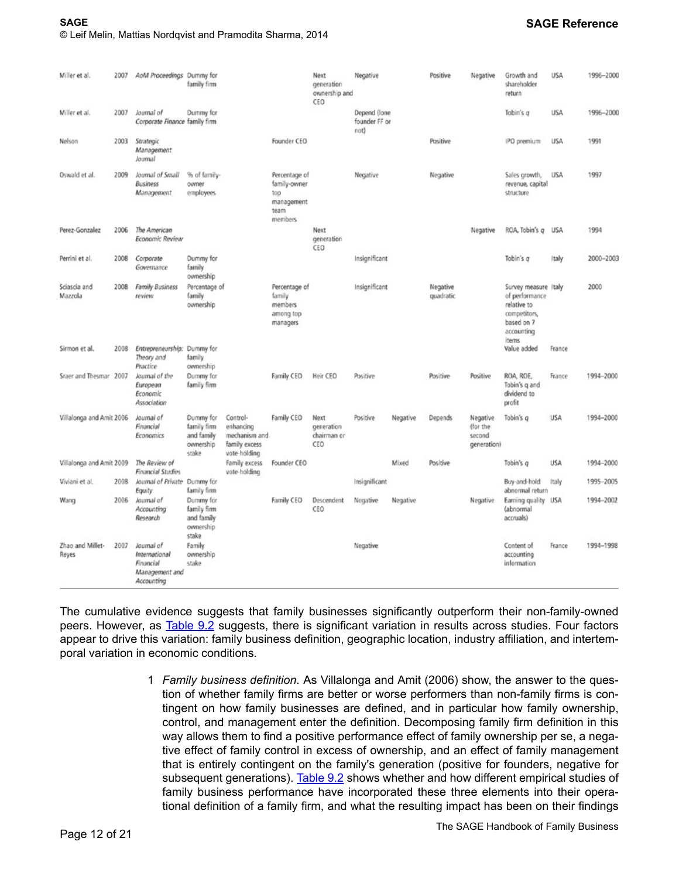| | | | | | | | | | | | | | |
|---|---|---|---|---|---|---|---|---|---|---|---|---|---|
| Miller et al. | 2007 | *AoM Proceedings* | Dummy for family firm | | | Next generation ownership and CEO | Negative | | Positive | Negative | Growth and shareholder return | USA | 1996–2000 |
| Miller et al. | 2007 | *Journal of Corporate Finance* | Dummy for family firm | | | | Depend (lone founder FF or not) | | | | Tobin's *q* | USA | 1996–2000 |
| Nelson | 2003 | *Strategic Management Journal* | | | Founder CEO | | | | Positive | | IPO premium | USA | 1991 |
| Oswald et al. | 2009 | *Journal of Small Business Management* | % of family-owner employees | | Percentage of family-owner top management team members | | Negative | | Negative | | Sales growth, revenue, capital structure | USA | 1997 |
| Perez-Gonzalez | 2006 | *The American Economic Review* | | | | Next generation CEO | | | | Negative | ROA, Tobin's *q* | USA | 1994 |
| Perrini et al. | 2008 | *Corporate Governance* | Dummy for family ownership | | | | Insignificant | | | | Tobin's *q* | Italy | 2000–2003 |
| Sciascia and Mazzola | 2008 | *Family Business review* | Percentage of family ownership | | Percentage of family members among top managers | | Insignificant | | Negative quadratic | | Survey measure of performance relative to competitors, based on 7 accounting items | Italy | 2000 |
| Sirmon et al. | 2008 | *Entrepreneurship: Theory and Practice* | Dummy for family ownership | | | | | | | | Value added | France | |
| Sraer and Thesmar | 2007 | *Journal of the European Economic Association* | Dummy for family firm | | Family CEO | Heir CEO | Positive | | Positive | Positive | ROA, ROE, Tobin's q and dividend to profit | France | 1994–2000 |
| Villalonga and Amit | 2006 | *Journal of Financial Economics* | Dummy for family firm and family ownership stake | Control-enhancing mechanism and family excess vote-holding | Family CEO | Next generation chairman or CEO | Positive | Negative | Depends | Negative (for the second generation) | Tobin's *q* | USA | 1994–2000 |
| Villalonga and Amit | 2009 | *The Review of Financial Studies* | | Family excess vote-holding | Founder CEO | | | Mixed | Positive | | Tobin's *q* | USA | 1994–2000 |
| Viviani et al. | 2008 | *Journal of Private Equity* | Dummy for family firm | | | | Insignificant | | | | Buy-and-hold abnormal return | Italy | 1995–2005 |
| Wang | 2006 | *Journal of Accounting Research* | Dummy for family firm and family ownership stake | | Family CEO | Descendent CEO | Negative | Negative | | Negative | Earning quality (abnormal accruals) | USA | 1994–2002 |
| Zhao and Millet-Reyes | 2007 | *Journal of International Financial Management and Accounting* | Family ownership stake | | | | Negative | | | | Content of accounting information | France | 1994–1998 |

The cumulative evidence suggests that family businesses significantly outperform their non-family-owned peers. However, as Table 9.2 suggests, there is significant variation in results across studies. Four factors appear to drive this variation: family business definition, geographic location, industry affiliation, and intertemporal variation in economic conditions.

1. *Family business definition.* As Villalonga and Amit (2006) show, the answer to the question of whether family firms are better or worse performers than non-family firms is contingent on how family businesses are defined, and in particular how family ownership, control, and management enter the definition. Decomposing family firm definition in this way allows them to find a positive performance effect of family ownership per se, a negative effect of family control in excess of ownership, and an effect of family management that is entirely contingent on the family's generation (positive for founders, negative for subsequent generations). Table 9.2 shows whether and how different empirical studies of family business performance have incorporated these three elements into their operational definition of a family firm, and what the resulting impact has been on their findings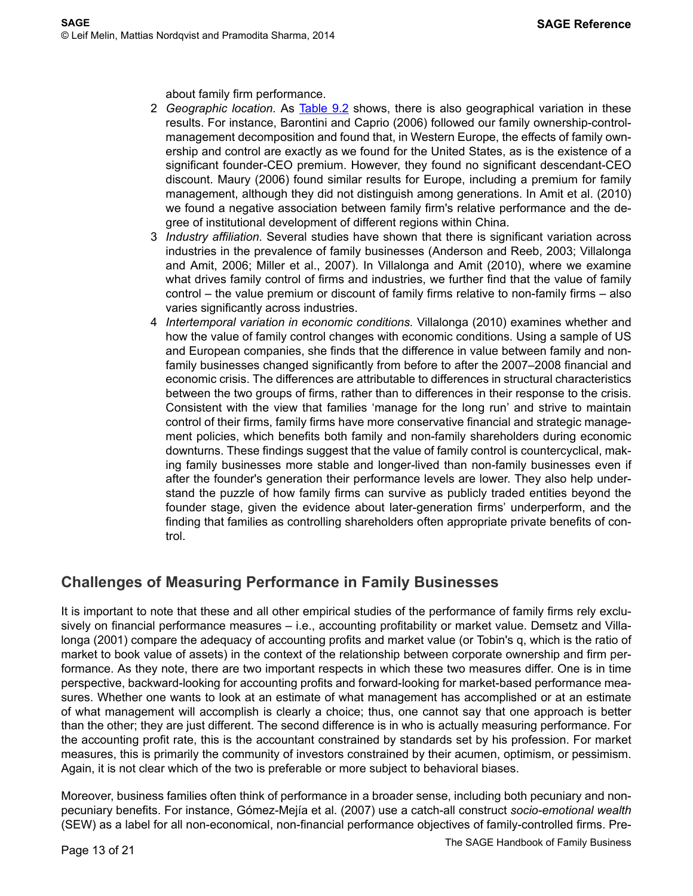about family firm performance.

2. *Geographic location.* As Table 9.2 shows, there is also geographical variation in these results. For instance, Barontini and Caprio (2006) followed our family ownership-control-management decomposition and found that, in Western Europe, the effects of family ownership and control are exactly as we found for the United States, as is the existence of a significant founder-CEO premium. However, they found no significant descendant-CEO discount. Maury (2006) found similar results for Europe, including a premium for family management, although they did not distinguish among generations. In Amit et al. (2010) we found a negative association between family firm's relative performance and the degree of institutional development of different regions within China.
3. *Industry affiliation.* Several studies have shown that there is significant variation across industries in the prevalence of family businesses (Anderson and Reeb, 2003; Villalonga and Amit, 2006; Miller et al., 2007). In Villalonga and Amit (2010), where we examine what drives family control of firms and industries, we further find that the value of family control – the value premium or discount of family firms relative to non-family firms – also varies significantly across industries.
4. *Intertemporal variation in economic conditions.* Villalonga (2010) examines whether and how the value of family control changes with economic conditions. Using a sample of US and European companies, she finds that the difference in value between family and non-family businesses changed significantly from before to after the 2007–2008 financial and economic crisis. The differences are attributable to differences in structural characteristics between the two groups of firms, rather than to differences in their response to the crisis. Consistent with the view that families 'manage for the long run' and strive to maintain control of their firms, family firms have more conservative financial and strategic management policies, which benefits both family and non-family shareholders during economic downturns. These findings suggest that the value of family control is countercyclical, making family businesses more stable and longer-lived than non-family businesses even if after the founder's generation their performance levels are lower. They also help understand the puzzle of how family firms can survive as publicly traded entities beyond the founder stage, given the evidence about later-generation firms' underperform, and the finding that families as controlling shareholders often appropriate private benefits of control.

## Challenges of Measuring Performance in Family Businesses

It is important to note that these and all other empirical studies of the performance of family firms rely exclusively on financial performance measures – i.e., accounting profitability or market value. Demsetz and Villalonga (2001) compare the adequacy of accounting profits and market value (or Tobin's q, which is the ratio of market to book value of assets) in the context of the relationship between corporate ownership and firm performance. As they note, there are two important respects in which these two measures differ. One is in time perspective, backward-looking for accounting profits and forward-looking for market-based performance measures. Whether one wants to look at an estimate of what management has accomplished or at an estimate of what management will accomplish is clearly a choice; thus, one cannot say that one approach is better than the other; they are just different. The second difference is in who is actually measuring performance. For the accounting profit rate, this is the accountant constrained by standards set by his profession. For market measures, this is primarily the community of investors constrained by their acumen, optimism, or pessimism. Again, it is not clear which of the two is preferable or more subject to behavioral biases.

Moreover, business families often think of performance in a broader sense, including both pecuniary and non-pecuniary benefits. For instance, Gómez-Mejía et al. (2007) use a catch-all construct *socio-emotional wealth* (SEW) as a label for all non-economical, non-financial performance objectives of family-controlled firms. Pre-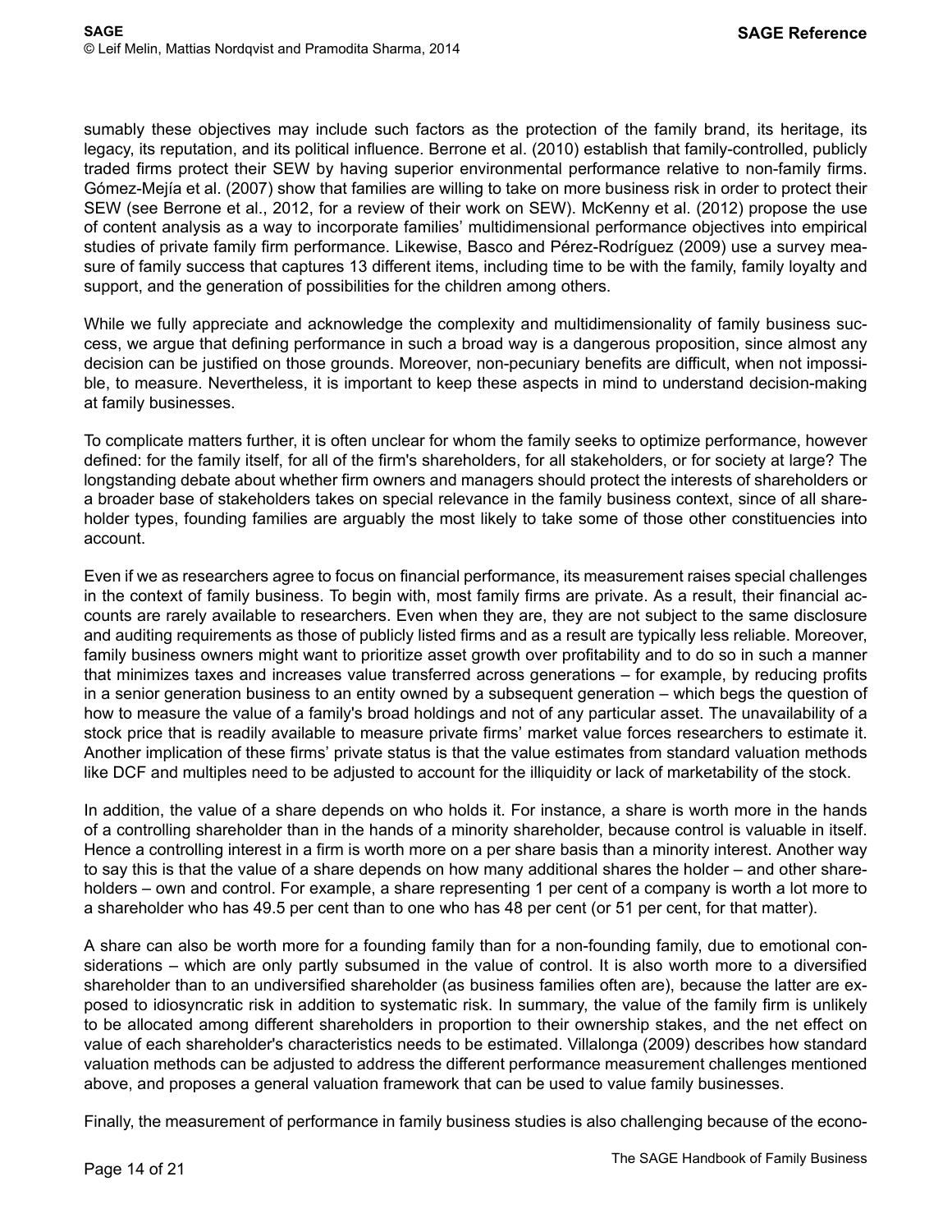sumably these objectives may include such factors as the protection of the family brand, its heritage, its legacy, its reputation, and its political influence. Berrone et al. (2010) establish that family-controlled, publicly traded firms protect their SEW by having superior environmental performance relative to non-family firms. Gómez-Mejía et al. (2007) show that families are willing to take on more business risk in order to protect their SEW (see Berrone et al., 2012, for a review of their work on SEW). McKenny et al. (2012) propose the use of content analysis as a way to incorporate families' multidimensional performance objectives into empirical studies of private family firm performance. Likewise, Basco and Pérez-Rodríguez (2009) use a survey measure of family success that captures 13 different items, including time to be with the family, family loyalty and support, and the generation of possibilities for the children among others.

While we fully appreciate and acknowledge the complexity and multidimensionality of family business success, we argue that defining performance in such a broad way is a dangerous proposition, since almost any decision can be justified on those grounds. Moreover, non-pecuniary benefits are difficult, when not impossible, to measure. Nevertheless, it is important to keep these aspects in mind to understand decision-making at family businesses.

To complicate matters further, it is often unclear for whom the family seeks to optimize performance, however defined: for the family itself, for all of the firm's shareholders, for all stakeholders, or for society at large? The longstanding debate about whether firm owners and managers should protect the interests of shareholders or a broader base of stakeholders takes on special relevance in the family business context, since of all shareholder types, founding families are arguably the most likely to take some of those other constituencies into account.

Even if we as researchers agree to focus on financial performance, its measurement raises special challenges in the context of family business. To begin with, most family firms are private. As a result, their financial accounts are rarely available to researchers. Even when they are, they are not subject to the same disclosure and auditing requirements as those of publicly listed firms and as a result are typically less reliable. Moreover, family business owners might want to prioritize asset growth over profitability and to do so in such a manner that minimizes taxes and increases value transferred across generations – for example, by reducing profits in a senior generation business to an entity owned by a subsequent generation – which begs the question of how to measure the value of a family's broad holdings and not of any particular asset. The unavailability of a stock price that is readily available to measure private firms' market value forces researchers to estimate it. Another implication of these firms' private status is that the value estimates from standard valuation methods like DCF and multiples need to be adjusted to account for the illiquidity or lack of marketability of the stock.

In addition, the value of a share depends on who holds it. For instance, a share is worth more in the hands of a controlling shareholder than in the hands of a minority shareholder, because control is valuable in itself. Hence a controlling interest in a firm is worth more on a per share basis than a minority interest. Another way to say this is that the value of a share depends on how many additional shares the holder – and other shareholders – own and control. For example, a share representing 1 per cent of a company is worth a lot more to a shareholder who has 49.5 per cent than to one who has 48 per cent (or 51 per cent, for that matter).

A share can also be worth more for a founding family than for a non-founding family, due to emotional considerations – which are only partly subsumed in the value of control. It is also worth more to a diversified shareholder than to an undiversified shareholder (as business families often are), because the latter are exposed to idiosyncratic risk in addition to systematic risk. In summary, the value of the family firm is unlikely to be allocated among different shareholders in proportion to their ownership stakes, and the net effect on value of each shareholder's characteristics needs to be estimated. Villalonga (2009) describes how standard valuation methods can be adjusted to address the different performance measurement challenges mentioned above, and proposes a general valuation framework that can be used to value family businesses.

Finally, the measurement of performance in family business studies is also challenging because of the econo-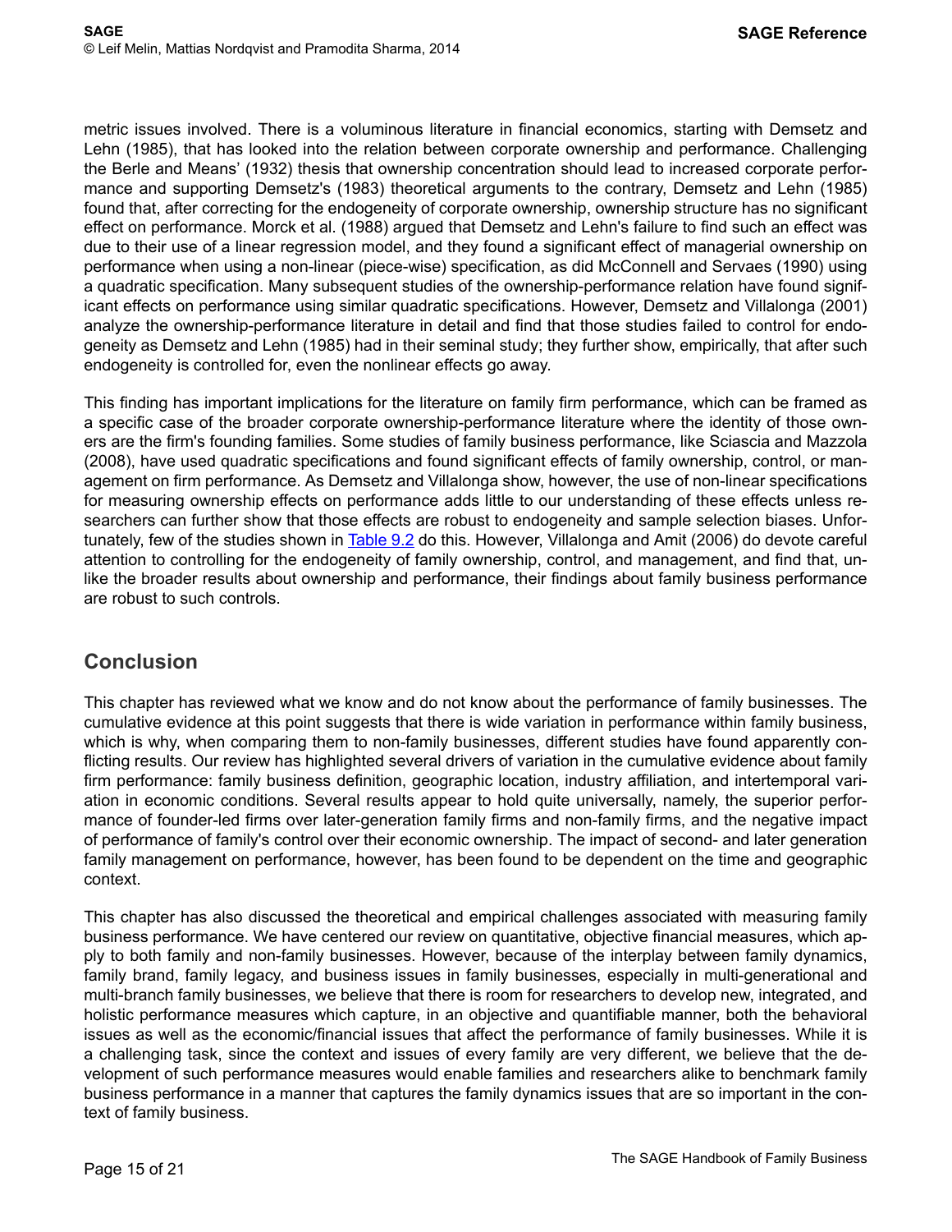metric issues involved. There is a voluminous literature in financial economics, starting with Demsetz and Lehn (1985), that has looked into the relation between corporate ownership and performance. Challenging the Berle and Means' (1932) thesis that ownership concentration should lead to increased corporate performance and supporting Demsetz's (1983) theoretical arguments to the contrary, Demsetz and Lehn (1985) found that, after correcting for the endogeneity of corporate ownership, ownership structure has no significant effect on performance. Morck et al. (1988) argued that Demsetz and Lehn's failure to find such an effect was due to their use of a linear regression model, and they found a significant effect of managerial ownership on performance when using a non-linear (piece-wise) specification, as did McConnell and Servaes (1990) using a quadratic specification. Many subsequent studies of the ownership-performance relation have found significant effects on performance using similar quadratic specifications. However, Demsetz and Villalonga (2001) analyze the ownership-performance literature in detail and find that those studies failed to control for endogeneity as Demsetz and Lehn (1985) had in their seminal study; they further show, empirically, that after such endogeneity is controlled for, even the nonlinear effects go away.

This finding has important implications for the literature on family firm performance, which can be framed as a specific case of the broader corporate ownership-performance literature where the identity of those owners are the firm's founding families. Some studies of family business performance, like Sciascia and Mazzola (2008), have used quadratic specifications and found significant effects of family ownership, control, or management on firm performance. As Demsetz and Villalonga show, however, the use of non-linear specifications for measuring ownership effects on performance adds little to our understanding of these effects unless researchers can further show that those effects are robust to endogeneity and sample selection biases. Unfortunately, few of the studies shown in Table 9.2 do this. However, Villalonga and Amit (2006) do devote careful attention to controlling for the endogeneity of family ownership, control, and management, and find that, unlike the broader results about ownership and performance, their findings about family business performance are robust to such controls.

## Conclusion

This chapter has reviewed what we know and do not know about the performance of family businesses. The cumulative evidence at this point suggests that there is wide variation in performance within family business, which is why, when comparing them to non-family businesses, different studies have found apparently conflicting results. Our review has highlighted several drivers of variation in the cumulative evidence about family firm performance: family business definition, geographic location, industry affiliation, and intertemporal variation in economic conditions. Several results appear to hold quite universally, namely, the superior performance of founder-led firms over later-generation family firms and non-family firms, and the negative impact of performance of family's control over their economic ownership. The impact of second- and later generation family management on performance, however, has been found to be dependent on the time and geographic context.

This chapter has also discussed the theoretical and empirical challenges associated with measuring family business performance. We have centered our review on quantitative, objective financial measures, which apply to both family and non-family businesses. However, because of the interplay between family dynamics, family brand, family legacy, and business issues in family businesses, especially in multi-generational and multi-branch family businesses, we believe that there is room for researchers to develop new, integrated, and holistic performance measures which capture, in an objective and quantifiable manner, both the behavioral issues as well as the economic/financial issues that affect the performance of family businesses. While it is a challenging task, since the context and issues of every family are very different, we believe that the development of such performance measures would enable families and researchers alike to benchmark family business performance in a manner that captures the family dynamics issues that are so important in the context of family business.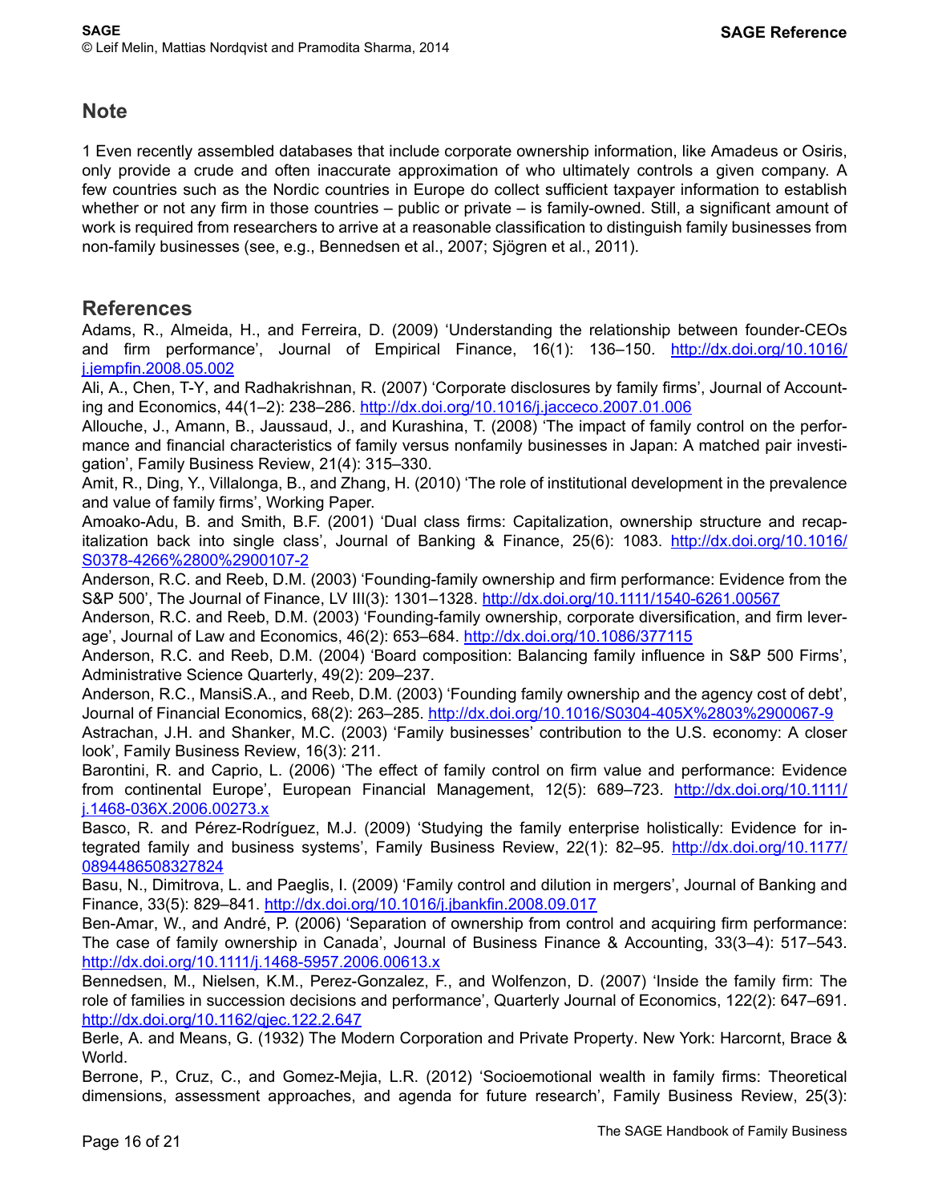## Note

1 Even recently assembled databases that include corporate ownership information, like Amadeus or Osiris, only provide a crude and often inaccurate approximation of who ultimately controls a given company. A few countries such as the Nordic countries in Europe do collect sufficient taxpayer information to establish whether or not any firm in those countries – public or private – is family-owned. Still, a significant amount of work is required from researchers to arrive at a reasonable classification to distinguish family businesses from non-family businesses (see, e.g., Bennedsen et al., 2007; Sjögren et al., 2011).

## References

Adams, R., Almeida, H., and Ferreira, D. (2009) 'Understanding the relationship between founder-CEOs and firm performance', Journal of Empirical Finance, 16(1): 136–150. http://dx.doi.org/10.1016/j.jempfin.2008.05.002

Ali, A., Chen, T-Y, and Radhakrishnan, R. (2007) 'Corporate disclosures by family firms', Journal of Accounting and Economics, 44(1–2): 238–286. http://dx.doi.org/10.1016/j.jacceco.2007.01.006

Allouche, J., Amann, B., Jaussaud, J., and Kurashina, T. (2008) 'The impact of family control on the performance and financial characteristics of family versus nonfamily businesses in Japan: A matched pair investigation', Family Business Review, 21(4): 315–330.

Amit, R., Ding, Y., Villalonga, B., and Zhang, H. (2010) 'The role of institutional development in the prevalence and value of family firms', Working Paper.

Amoako-Adu, B. and Smith, B.F. (2001) 'Dual class firms: Capitalization, ownership structure and recapitalization back into single class', Journal of Banking & Finance, 25(6): 1083. http://dx.doi.org/10.1016/S0378-4266%2800%2900107-2

Anderson, R.C. and Reeb, D.M. (2003) 'Founding-family ownership and firm performance: Evidence from the S&P 500', The Journal of Finance, LV III(3): 1301–1328. http://dx.doi.org/10.1111/1540-6261.00567

Anderson, R.C. and Reeb, D.M. (2003) 'Founding-family ownership, corporate diversification, and firm leverage', Journal of Law and Economics, 46(2): 653–684. http://dx.doi.org/10.1086/377115

Anderson, R.C. and Reeb, D.M. (2004) 'Board composition: Balancing family influence in S&P 500 Firms', Administrative Science Quarterly, 49(2): 209–237.

Anderson, R.C., MansiS.A., and Reeb, D.M. (2003) 'Founding family ownership and the agency cost of debt', Journal of Financial Economics, 68(2): 263–285. http://dx.doi.org/10.1016/S0304-405X%2803%2900067-9

Astrachan, J.H. and Shanker, M.C. (2003) 'Family businesses' contribution to the U.S. economy: A closer look', Family Business Review, 16(3): 211.

Barontini, R. and Caprio, L. (2006) 'The effect of family control on firm value and performance: Evidence from continental Europe', European Financial Management, 12(5): 689–723. http://dx.doi.org/10.1111/j.1468-036X.2006.00273.x

Basco, R. and Pérez-Rodríguez, M.J. (2009) 'Studying the family enterprise holistically: Evidence for integrated family and business systems', Family Business Review, 22(1): 82–95. http://dx.doi.org/10.1177/0894486508327824

Basu, N., Dimitrova, L. and Paeglis, I. (2009) 'Family control and dilution in mergers', Journal of Banking and Finance, 33(5): 829–841. http://dx.doi.org/10.1016/j.jbankfin.2008.09.017

Ben-Amar, W., and André, P. (2006) 'Separation of ownership from control and acquiring firm performance: The case of family ownership in Canada', Journal of Business Finance & Accounting, 33(3–4): 517–543. http://dx.doi.org/10.1111/j.1468-5957.2006.00613.x

Bennedsen, M., Nielsen, K.M., Perez-Gonzalez, F., and Wolfenzon, D. (2007) 'Inside the family firm: The role of families in succession decisions and performance', Quarterly Journal of Economics, 122(2): 647–691. http://dx.doi.org/10.1162/qjec.122.2.647

Berle, A. and Means, G. (1932) The Modern Corporation and Private Property. New York: Harcornt, Brace & World.

Berrone, P., Cruz, C., and Gomez-Mejia, L.R. (2012) 'Socioemotional wealth in family firms: Theoretical dimensions, assessment approaches, and agenda for future research', Family Business Review, 25(3):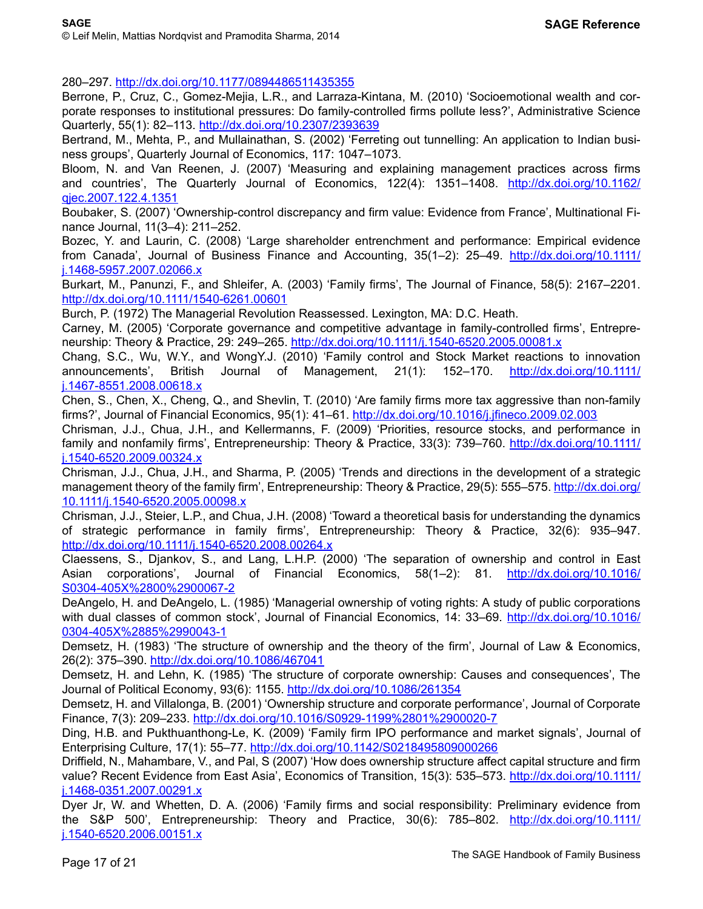280–297. http://dx.doi.org/10.1177/0894486511435355

Berrone, P., Cruz, C., Gomez-Mejia, L.R., and Larraza-Kintana, M. (2010) 'Socioemotional wealth and corporate responses to institutional pressures: Do family-controlled firms pollute less?', Administrative Science Quarterly, 55(1): 82–113. http://dx.doi.org/10.2307/2393639

Bertrand, M., Mehta, P., and Mullainathan, S. (2002) 'Ferreting out tunnelling: An application to Indian business groups', Quarterly Journal of Economics, 117: 1047–1073.

Bloom, N. and Van Reenen, J. (2007) 'Measuring and explaining management practices across firms and countries', The Quarterly Journal of Economics, 122(4): 1351–1408. http://dx.doi.org/10.1162/qjec.2007.122.4.1351

Boubaker, S. (2007) 'Ownership-control discrepancy and firm value: Evidence from France', Multinational Finance Journal, 11(3–4): 211–252.

Bozec, Y. and Laurin, C. (2008) 'Large shareholder entrenchment and performance: Empirical evidence from Canada', Journal of Business Finance and Accounting, 35(1–2): 25–49. http://dx.doi.org/10.1111/j.1468-5957.2007.02066.x

Burkart, M., Panunzi, F., and Shleifer, A. (2003) 'Family firms', The Journal of Finance, 58(5): 2167–2201. http://dx.doi.org/10.1111/1540-6261.00601

Burch, P. (1972) The Managerial Revolution Reassessed. Lexington, MA: D.C. Heath.

Carney, M. (2005) 'Corporate governance and competitive advantage in family-controlled firms', Entrepreneurship: Theory & Practice, 29: 249–265. http://dx.doi.org/10.1111/j.1540-6520.2005.00081.x

Chang, S.C., Wu, W.Y., and WongY.J. (2010) 'Family control and Stock Market reactions to innovation announcements', British Journal of Management, 21(1): 152–170. http://dx.doi.org/10.1111/j.1467-8551.2008.00618.x

Chen, S., Chen, X., Cheng, Q., and Shevlin, T. (2010) 'Are family firms more tax aggressive than non-family firms?', Journal of Financial Economics, 95(1): 41–61. http://dx.doi.org/10.1016/j.jfineco.2009.02.003

Chrisman, J.J., Chua, J.H., and Kellermanns, F. (2009) 'Priorities, resource stocks, and performance in family and nonfamily firms', Entrepreneurship: Theory & Practice, 33(3): 739–760. http://dx.doi.org/10.1111/j.1540-6520.2009.00324.x

Chrisman, J.J., Chua, J.H., and Sharma, P. (2005) 'Trends and directions in the development of a strategic management theory of the family firm', Entrepreneurship: Theory & Practice, 29(5): 555–575. http://dx.doi.org/10.1111/j.1540-6520.2005.00098.x

Chrisman, J.J., Steier, L.P., and Chua, J.H. (2008) 'Toward a theoretical basis for understanding the dynamics of strategic performance in family firms', Entrepreneurship: Theory & Practice, 32(6): 935–947. http://dx.doi.org/10.1111/j.1540-6520.2008.00264.x

Claessens, S., Djankov, S., and Lang, L.H.P. (2000) 'The separation of ownership and control in East Asian corporations', Journal of Financial Economics, 58(1–2): 81. http://dx.doi.org/10.1016/S0304-405X%2800%2900067-2

DeAngelo, H. and DeAngelo, L. (1985) 'Managerial ownership of voting rights: A study of public corporations with dual classes of common stock', Journal of Financial Economics, 14: 33–69. http://dx.doi.org/10.1016/0304-405X%2885%2990043-1

Demsetz, H. (1983) 'The structure of ownership and the theory of the firm', Journal of Law & Economics, 26(2): 375–390. http://dx.doi.org/10.1086/467041

Demsetz, H. and Lehn, K. (1985) 'The structure of corporate ownership: Causes and consequences', The Journal of Political Economy, 93(6): 1155. http://dx.doi.org/10.1086/261354

Demsetz, H. and Villalonga, B. (2001) 'Ownership structure and corporate performance', Journal of Corporate Finance, 7(3): 209–233. http://dx.doi.org/10.1016/S0929-1199%2801%2900020-7

Ding, H.B. and Pukthuanthong-Le, K. (2009) 'Family firm IPO performance and market signals', Journal of Enterprising Culture, 17(1): 55–77. http://dx.doi.org/10.1142/S0218495809000266

Driffield, N., Mahambare, V., and Pal, S (2007) 'How does ownership structure affect capital structure and firm value? Recent Evidence from East Asia', Economics of Transition, 15(3): 535–573. http://dx.doi.org/10.1111/j.1468-0351.2007.00291.x

Dyer Jr, W. and Whetten, D. A. (2006) 'Family firms and social responsibility: Preliminary evidence from the S&P 500', Entrepreneurship: Theory and Practice, 30(6): 785–802. http://dx.doi.org/10.1111/j.1540-6520.2006.00151.x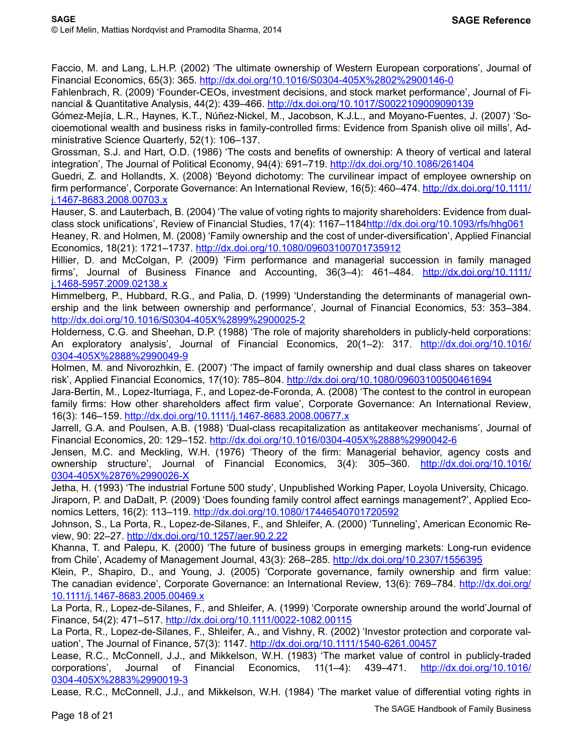Faccio, M. and Lang, L.H.P. (2002) 'The ultimate ownership of Western European corporations', Journal of Financial Economics, 65(3): 365. http://dx.doi.org/10.1016/S0304-405X%2802%2900146-0

Fahlenbrach, R. (2009) 'Founder-CEOs, investment decisions, and stock market performance', Journal of Financial & Quantitative Analysis, 44(2): 439–466. http://dx.doi.org/10.1017/S0022109009090139

Gómez-Mejía, L.R., Haynes, K.T., Núñez-Nickel, M., Jacobson, K.J.L., and Moyano-Fuentes, J. (2007) 'Socioemotional wealth and business risks in family-controlled firms: Evidence from Spanish olive oil mills', Administrative Science Quarterly, 52(1): 106–137.

Grossman, S.J. and Hart, O.D. (1986) 'The costs and benefits of ownership: A theory of vertical and lateral integration', The Journal of Political Economy, 94(4): 691–719. http://dx.doi.org/10.1086/261404

Guedri, Z. and Hollandts, X. (2008) 'Beyond dichotomy: The curvilinear impact of employee ownership on firm performance', Corporate Governance: An International Review, 16(5): 460–474. http://dx.doi.org/10.1111/j.1467-8683.2008.00703.x

Hauser, S. and Lauterbach, B. (2004) 'The value of voting rights to majority shareholders: Evidence from dual-class stock unifications', Review of Financial Studies, 17(4): 1167–1184http://dx.doi.org/10.1093/rfs/hhg061

Heaney, R. and Holmen, M. (2008) 'Family ownership and the cost of under-diversification', Applied Financial Economics, 18(21): 1721–1737. http://dx.doi.org/10.1080/09603100701735912

Hillier, D. and McColgan, P. (2009) 'Firm performance and managerial succession in family managed firms', Journal of Business Finance and Accounting, 36(3–4): 461–484. http://dx.doi.org/10.1111/j.1468-5957.2009.02138.x

Himmelberg, P., Hubbard, R.G., and Palia, D. (1999) 'Understanding the determinants of managerial ownership and the link between ownership and performance', Journal of Financial Economics, 53: 353–384. http://dx.doi.org/10.1016/S0304-405X%2899%2900025-2

Holderness, C.G. and Sheehan, D.P. (1988) 'The role of majority shareholders in publicly-held corporations: An exploratory analysis', Journal of Financial Economics, 20(1–2): 317. http://dx.doi.org/10.1016/0304-405X%2888%2990049-9

Holmen, M. and Nivorozhkin, E. (2007) 'The impact of family ownership and dual class shares on takeover risk', Applied Financial Economics, 17(10): 785–804. http://dx.doi.org/10.1080/09603100500461694

Jara-Bertin, M., Lopez-Iturriaga, F., and Lopez-de-Foronda, A. (2008) 'The contest to the control in european family firms: How other shareholders affect firm value', Corporate Governance: An International Review, 16(3): 146–159. http://dx.doi.org/10.1111/j.1467-8683.2008.00677.x

Jarrell, G.A. and Poulsen, A.B. (1988) 'Dual-class recapitalization as antitakeover mechanisms', Journal of Financial Economics, 20: 129–152. http://dx.doi.org/10.1016/0304-405X%2888%2990042-6

Jensen, M.C. and Meckling, W.H. (1976) 'Theory of the firm: Managerial behavior, agency costs and ownership structure', Journal of Financial Economics, 3(4): 305–360. http://dx.doi.org/10.1016/0304-405X%2876%2990026-X

Jetha, H. (1993) 'The industrial Fortune 500 study', Unpublished Working Paper, Loyola University, Chicago.

Jiraporn, P. and DaDalt, P. (2009) 'Does founding family control affect earnings management?', Applied Economics Letters, 16(2): 113–119. http://dx.doi.org/10.1080/17446540701720592

Johnson, S., La Porta, R., Lopez-de-Silanes, F., and Shleifer, A. (2000) 'Tunneling', American Economic Review, 90: 22–27. http://dx.doi.org/10.1257/aer.90.2.22

Khanna, T. and Palepu, K. (2000) 'The future of business groups in emerging markets: Long-run evidence from Chile', Academy of Management Journal, 43(3): 268–285. http://dx.doi.org/10.2307/1556395

Klein, P., Shapiro, D., and Young, J. (2005) 'Corporate governance, family ownership and firm value: The canadian evidence', Corporate Governance: an International Review, 13(6): 769–784. http://dx.doi.org/10.1111/j.1467-8683.2005.00469.x

La Porta, R., Lopez-de-Silanes, F., and Shleifer, A. (1999) 'Corporate ownership around the world'Journal of Finance, 54(2): 471–517. http://dx.doi.org/10.1111/0022-1082.00115

La Porta, R., Lopez-de-Silanes, F., Shleifer, A., and Vishny, R. (2002) 'Investor protection and corporate valuation', The Journal of Finance, 57(3): 1147. http://dx.doi.org/10.1111/1540-6261.00457

Lease, R.C., McConnell, J.J., and Mikkelson, W.H. (1983) 'The market value of control in publicly-traded corporations', Journal of Financial Economics, 11(1–4): 439–471. http://dx.doi.org/10.1016/0304-405X%2883%2990019-3

Lease, R.C., McConnell, J.J., and Mikkelson, W.H. (1984) 'The market value of differential voting rights in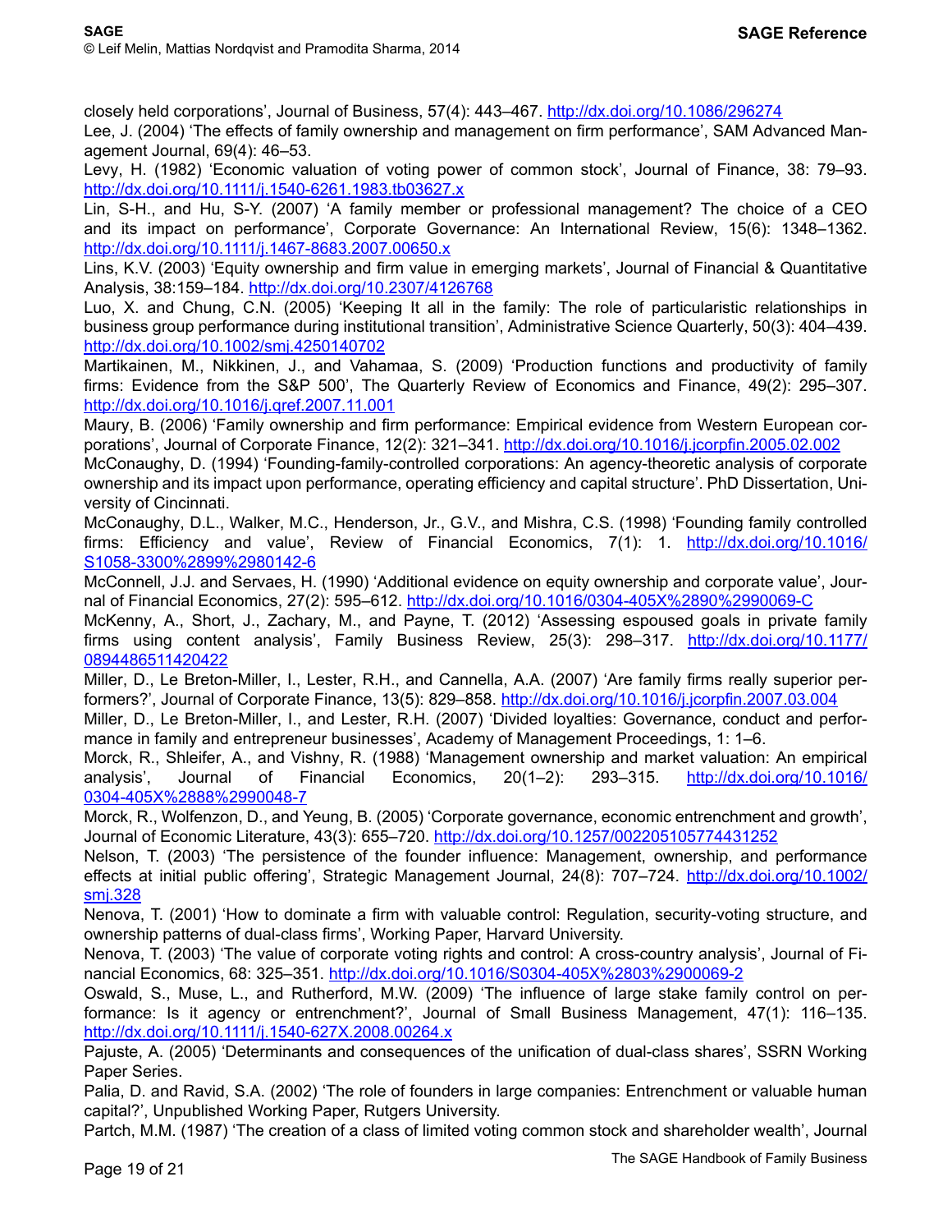closely held corporations', Journal of Business, 57(4): 443–467. http://dx.doi.org/10.1086/296274

Lee, J. (2004) 'The effects of family ownership and management on firm performance', SAM Advanced Management Journal, 69(4): 46–53.

Levy, H. (1982) 'Economic valuation of voting power of common stock', Journal of Finance, 38: 79–93. http://dx.doi.org/10.1111/j.1540-6261.1983.tb03627.x

Lin, S-H., and Hu, S-Y. (2007) 'A family member or professional management? The choice of a CEO and its impact on performance', Corporate Governance: An International Review, 15(6): 1348–1362. http://dx.doi.org/10.1111/j.1467-8683.2007.00650.x

Lins, K.V. (2003) 'Equity ownership and firm value in emerging markets', Journal of Financial & Quantitative Analysis, 38:159–184. http://dx.doi.org/10.2307/4126768

Luo, X. and Chung, C.N. (2005) 'Keeping It all in the family: The role of particularistic relationships in business group performance during institutional transition', Administrative Science Quarterly, 50(3): 404–439. http://dx.doi.org/10.1002/smj.4250140702

Martikainen, M., Nikkinen, J., and Vahamaa, S. (2009) 'Production functions and productivity of family firms: Evidence from the S&P 500', The Quarterly Review of Economics and Finance, 49(2): 295–307. http://dx.doi.org/10.1016/j.qref.2007.11.001

Maury, B. (2006) 'Family ownership and firm performance: Empirical evidence from Western European corporations', Journal of Corporate Finance, 12(2): 321–341. http://dx.doi.org/10.1016/j.jcorpfin.2005.02.002

McConaughy, D. (1994) 'Founding-family-controlled corporations: An agency-theoretic analysis of corporate ownership and its impact upon performance, operating efficiency and capital structure'. PhD Dissertation, University of Cincinnati.

McConaughy, D.L., Walker, M.C., Henderson, Jr., G.V., and Mishra, C.S. (1998) 'Founding family controlled firms: Efficiency and value', Review of Financial Economics, 7(1): 1. http://dx.doi.org/10.1016/S1058-3300%2899%2980142-6

McConnell, J.J. and Servaes, H. (1990) 'Additional evidence on equity ownership and corporate value', Journal of Financial Economics, 27(2): 595–612. http://dx.doi.org/10.1016/0304-405X%2890%2990069-C

McKenny, A., Short, J., Zachary, M., and Payne, T. (2012) 'Assessing espoused goals in private family firms using content analysis', Family Business Review, 25(3): 298–317. http://dx.doi.org/10.1177/0894486511420422

Miller, D., Le Breton-Miller, I., Lester, R.H., and Cannella, A.A. (2007) 'Are family firms really superior performers?', Journal of Corporate Finance, 13(5): 829–858. http://dx.doi.org/10.1016/j.jcorpfin.2007.03.004

Miller, D., Le Breton-Miller, I., and Lester, R.H. (2007) 'Divided loyalties: Governance, conduct and performance in family and entrepreneur businesses', Academy of Management Proceedings, 1: 1–6.

Morck, R., Shleifer, A., and Vishny, R. (1988) 'Management ownership and market valuation: An empirical analysis', Journal of Financial Economics, 20(1–2): 293–315. http://dx.doi.org/10.1016/0304-405X%2888%2990048-7

Morck, R., Wolfenzon, D., and Yeung, B. (2005) 'Corporate governance, economic entrenchment and growth', Journal of Economic Literature, 43(3): 655–720. http://dx.doi.org/10.1257/002205105774431252

Nelson, T. (2003) 'The persistence of the founder influence: Management, ownership, and performance effects at initial public offering', Strategic Management Journal, 24(8): 707–724. http://dx.doi.org/10.1002/smj.328

Nenova, T. (2001) 'How to dominate a firm with valuable control: Regulation, security-voting structure, and ownership patterns of dual-class firms', Working Paper, Harvard University.

Nenova, T. (2003) 'The value of corporate voting rights and control: A cross-country analysis', Journal of Financial Economics, 68: 325–351. http://dx.doi.org/10.1016/S0304-405X%2803%2900069-2

Oswald, S., Muse, L., and Rutherford, M.W. (2009) 'The influence of large stake family control on performance: Is it agency or entrenchment?', Journal of Small Business Management, 47(1): 116–135. http://dx.doi.org/10.1111/j.1540-627X.2008.00264.x

Pajuste, A. (2005) 'Determinants and consequences of the unification of dual-class shares', SSRN Working Paper Series.

Palia, D. and Ravid, S.A. (2002) 'The role of founders in large companies: Entrenchment or valuable human capital?', Unpublished Working Paper, Rutgers University.

Partch, M.M. (1987) 'The creation of a class of limited voting common stock and shareholder wealth', Journal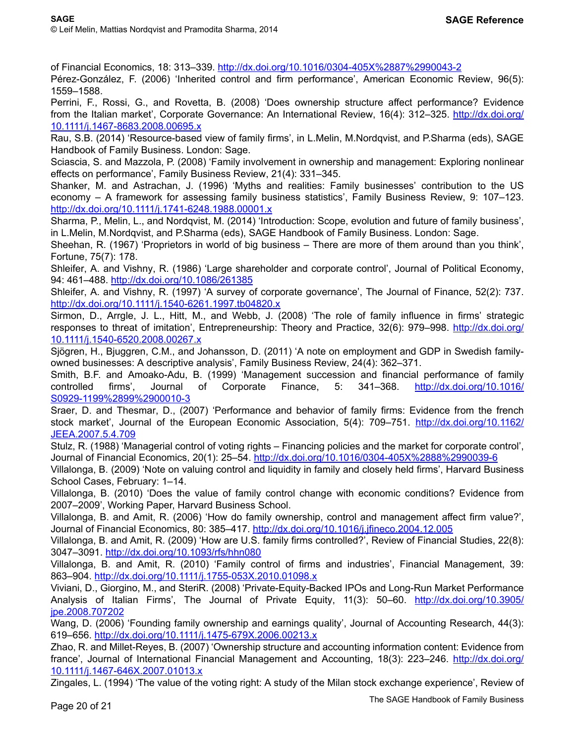of Financial Economics, 18: 313–339. http://dx.doi.org/10.1016/0304-405X%2887%2990043-2

Pérez-González, F. (2006) 'Inherited control and firm performance', American Economic Review, 96(5): 1559–1588.

Perrini, F., Rossi, G., and Rovetta, B. (2008) 'Does ownership structure affect performance? Evidence from the Italian market', Corporate Governance: An International Review, 16(4): 312–325. http://dx.doi.org/10.1111/j.1467-8683.2008.00695.x

Rau, S.B. (2014) 'Resource-based view of family firms', in L.Melin, M.Nordqvist, and P.Sharma (eds), SAGE Handbook of Family Business. London: Sage.

Sciascia, S. and Mazzola, P. (2008) 'Family involvement in ownership and management: Exploring nonlinear effects on performance', Family Business Review, 21(4): 331–345.

Shanker, M. and Astrachan, J. (1996) 'Myths and realities: Family businesses' contribution to the US economy – A framework for assessing family business statistics', Family Business Review, 9: 107–123. http://dx.doi.org/10.1111/j.1741-6248.1988.00001.x

Sharma, P., Melin, L., and Nordqvist, M. (2014) 'Introduction: Scope, evolution and future of family business', in L.Melin, M.Nordqvist, and P.Sharma (eds), SAGE Handbook of Family Business. London: Sage.

Sheehan, R. (1967) 'Proprietors in world of big business – There are more of them around than you think', Fortune, 75(7): 178.

Shleifer, A. and Vishny, R. (1986) 'Large shareholder and corporate control', Journal of Political Economy, 94: 461–488. http://dx.doi.org/10.1086/261385

Shleifer, A. and Vishny, R. (1997) 'A survey of corporate governance', The Journal of Finance, 52(2): 737. http://dx.doi.org/10.1111/j.1540-6261.1997.tb04820.x

Sirmon, D., Arrgle, J. L., Hitt, M., and Webb, J. (2008) 'The role of family influence in firms' strategic responses to threat of imitation', Entrepreneurship: Theory and Practice, 32(6): 979–998. http://dx.doi.org/10.1111/j.1540-6520.2008.00267.x

Sjögren, H., Bjuggren, C.M., and Johansson, D. (2011) 'A note on employment and GDP in Swedish family-owned businesses: A descriptive analysis', Family Business Review, 24(4): 362–371.

Smith, B.F. and Amoako-Adu, B. (1999) 'Management succession and financial performance of family controlled firms', Journal of Corporate Finance, 5: 341–368. http://dx.doi.org/10.1016/S0929-1199%2899%2900010-3

Sraer, D. and Thesmar, D., (2007) 'Performance and behavior of family firms: Evidence from the french stock market', Journal of the European Economic Association, 5(4): 709–751. http://dx.doi.org/10.1162/JEEA.2007.5.4.709

Stulz, R. (1988) 'Managerial control of voting rights – Financing policies and the market for corporate control', Journal of Financial Economics, 20(1): 25–54. http://dx.doi.org/10.1016/0304-405X%2888%2990039-6

Villalonga, B. (2009) 'Note on valuing control and liquidity in family and closely held firms', Harvard Business School Cases, February: 1–14.

Villalonga, B. (2010) 'Does the value of family control change with economic conditions? Evidence from 2007–2009', Working Paper, Harvard Business School.

Villalonga, B. and Amit, R. (2006) 'How do family ownership, control and management affect firm value?', Journal of Financial Economics, 80: 385–417. http://dx.doi.org/10.1016/j.jfineco.2004.12.005

Villalonga, B. and Amit, R. (2009) 'How are U.S. family firms controlled?', Review of Financial Studies, 22(8): 3047–3091. http://dx.doi.org/10.1093/rfs/hhn080

Villalonga, B. and Amit, R. (2010) 'Family control of firms and industries', Financial Management, 39: 863–904. http://dx.doi.org/10.1111/j.1755-053X.2010.01098.x

Viviani, D., Giorgino, M., and SteriR. (2008) 'Private-Equity-Backed IPOs and Long-Run Market Performance Analysis of Italian Firms', The Journal of Private Equity, 11(3): 50–60. http://dx.doi.org/10.3905/jpe.2008.707202

Wang, D. (2006) 'Founding family ownership and earnings quality', Journal of Accounting Research, 44(3): 619–656. http://dx.doi.org/10.1111/j.1475-679X.2006.00213.x

Zhao, R. and Millet-Reyes, B. (2007) 'Ownership structure and accounting information content: Evidence from france', Journal of International Financial Management and Accounting, 18(3): 223–246. http://dx.doi.org/10.1111/j.1467-646X.2007.01013.x

Zingales, L. (1994) 'The value of the voting right: A study of the Milan stock exchange experience', Review of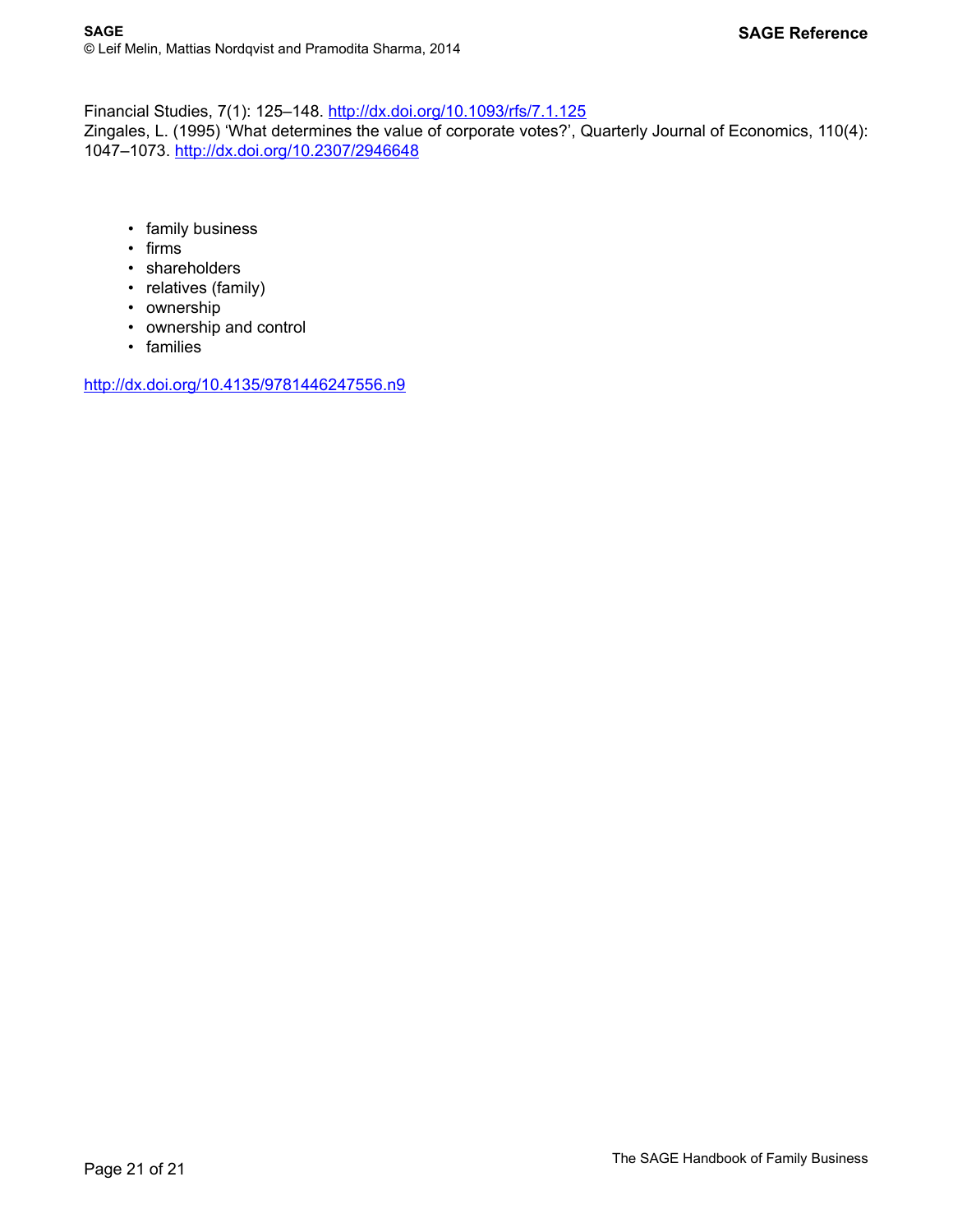Financial Studies, 7(1): 125–148. http://dx.doi.org/10.1093/rfs/7.1.125

Zingales, L. (1995) 'What determines the value of corporate votes?', Quarterly Journal of Economics, 110(4): 1047–1073. http://dx.doi.org/10.2307/2946648

- family business
- firms
- shareholders
- relatives (family)
- ownership
- ownership and control
- families

http://dx.doi.org/10.4135/9781446247556.n9